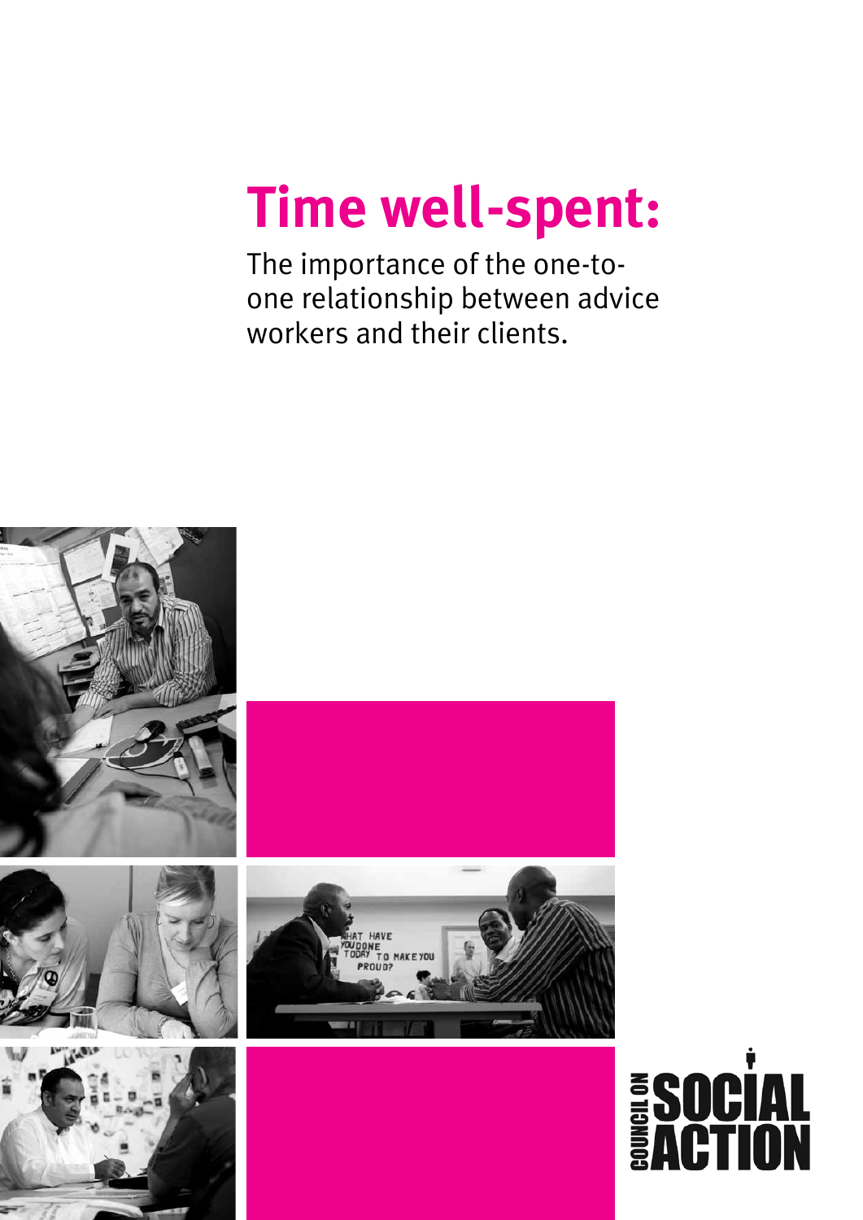# Time well-spent:

The importance of the one-to-one relationship between advice workers and their clients.

COUNCIL ON SOCIAL ACTION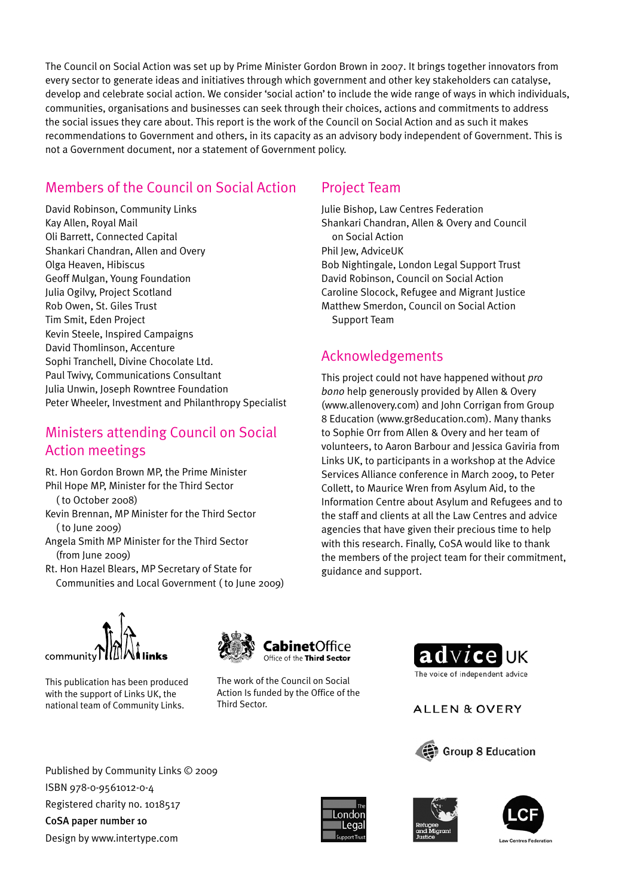The Council on Social Action was set up by Prime Minister Gordon Brown in 2007. It brings together innovators from every sector to generate ideas and initiatives through which government and other key stakeholders can catalyse, develop and celebrate social action. We consider 'social action' to include the wide range of ways in which individuals, communities, organisations and businesses can seek through their choices, actions and commitments to address the social issues they care about. This report is the work of the Council on Social Action and as such it makes recommendations to Government and others, in its capacity as an advisory body independent of Government. This is not a Government document, nor a statement of Government policy.

## Members of the Council on Social Action

David Robinson, Community Links
Kay Allen, Royal Mail
Oli Barrett, Connected Capital
Shankari Chandran, Allen and Overy
Olga Heaven, Hibiscus
Geoff Mulgan, Young Foundation
Julia Ogilvy, Project Scotland
Rob Owen, St. Giles Trust
Tim Smit, Eden Project
Kevin Steele, Inspired Campaigns
David Thomlinson, Accenture
Sophi Tranchell, Divine Chocolate Ltd.
Paul Twivy, Communications Consultant
Julia Unwin, Joseph Rowntree Foundation
Peter Wheeler, Investment and Philanthropy Specialist

## Ministers attending Council on Social Action meetings

Rt. Hon Gordon Brown MP, the Prime Minister
Phil Hope MP, Minister for the Third Sector (to October 2008)
Kevin Brennan, MP Minister for the Third Sector (to June 2009)
Angela Smith MP Minister for the Third Sector (from June 2009)
Rt. Hon Hazel Blears, MP Secretary of State for Communities and Local Government (to June 2009)

## Project Team

Julie Bishop, Law Centres Federation
Shankari Chandran, Allen & Overy and Council on Social Action
Phil Jew, AdviceUK
Bob Nightingale, London Legal Support Trust
David Robinson, Council on Social Action
Caroline Slocock, Refugee and Migrant Justice
Matthew Smerdon, Council on Social Action Support Team

## Acknowledgements

This project could not have happened without *pro bono* help generously provided by Allen & Overy (www.allenovery.com) and John Corrigan from Group 8 Education (www.gr8education.com). Many thanks to Sophie Orr from Allen & Overy and her team of volunteers, to Aaron Barbour and Jessica Gaviria from Links UK, to participants in a workshop at the Advice Services Alliance conference in March 2009, to Peter Collett, to Maurice Wren from Asylum Aid, to the Information Centre about Asylum and Refugees and to the staff and clients at all the Law Centres and advice agencies that have given their precious time to help with this research. Finally, CoSA would like to thank the members of the project team for their commitment, guidance and support.

This publication has been produced with the support of Links UK, the national team of Community Links.

The work of the Council on Social Action Is funded by the Office of the Third Sector.

Published by Community Links © 2009
ISBN 978-0-9561012-0-4
Registered charity no. 1018517
**CoSA paper number 10**
Design by www.intertype.com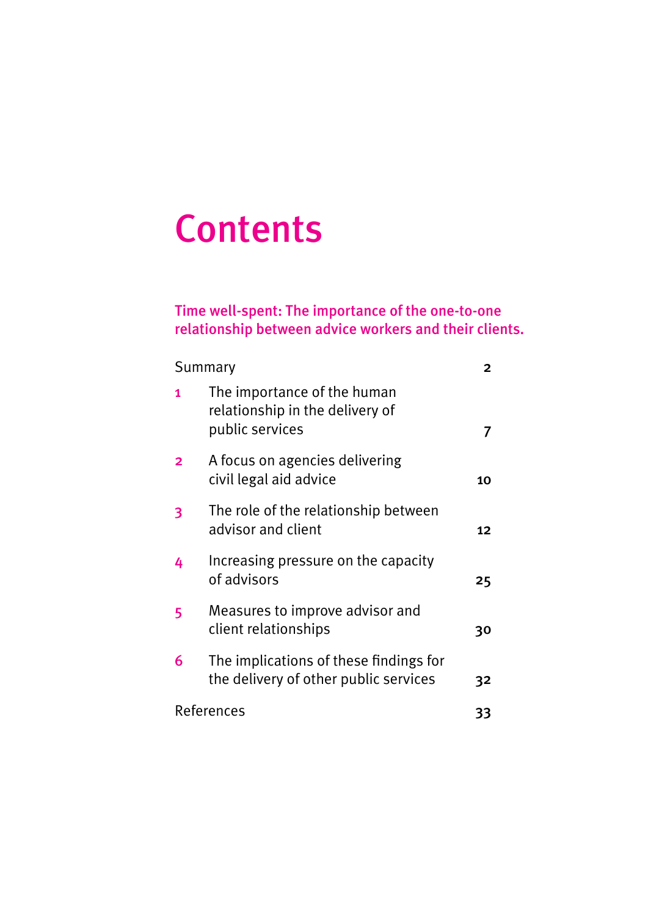# Contents

## Time well-spent: The importance of the one-to-one relationship between advice workers and their clients.

| | | |
|---|---|---|
| Summary | | 2 |
| 1 | The importance of the human relationship in the delivery of public services | 7 |
| 2 | A focus on agencies delivering civil legal aid advice | 10 |
| 3 | The role of the relationship between advisor and client | 12 |
| 4 | Increasing pressure on the capacity of advisors | 25 |
| 5 | Measures to improve advisor and client relationships | 30 |
| 6 | The implications of these findings for the delivery of other public services | 32 |
| References | | 33 |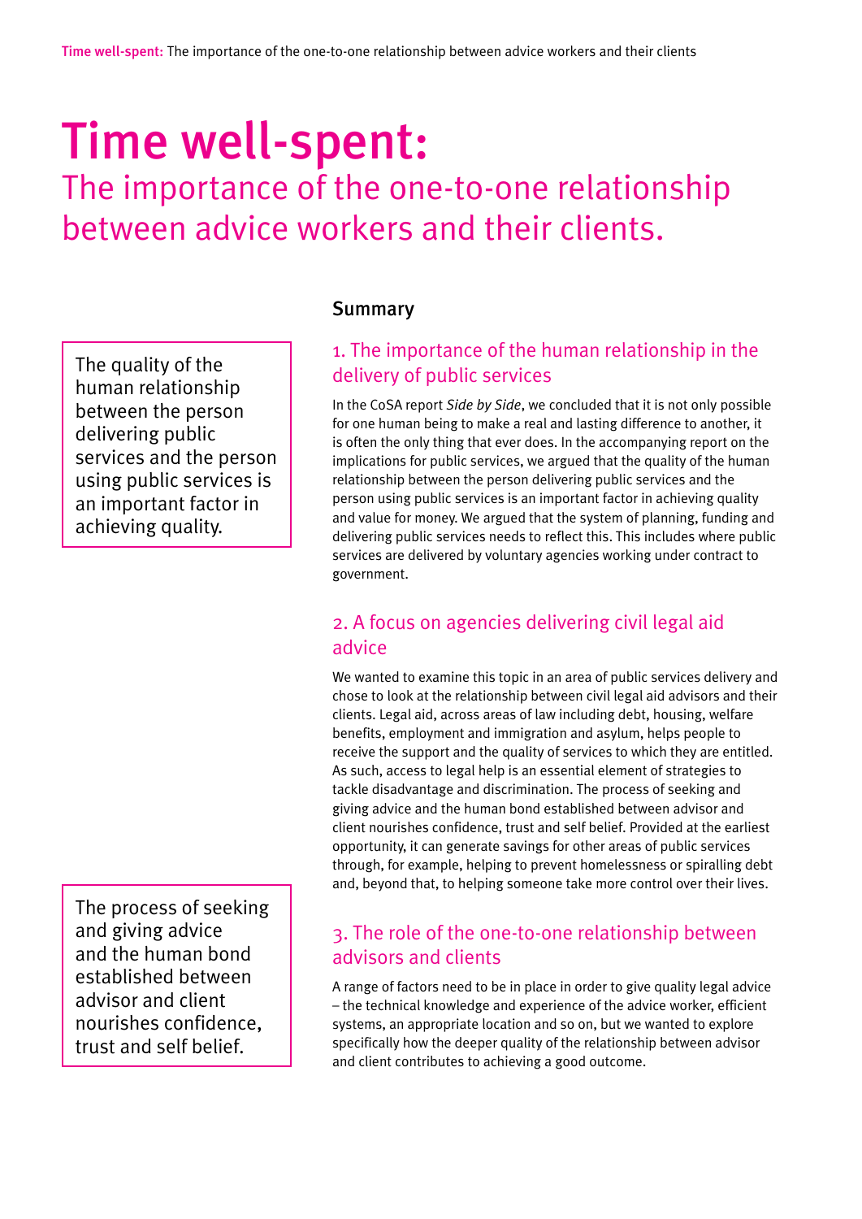# Time well-spent:

## The importance of the one-to-one relationship between advice workers and their clients.

> The quality of the human relationship between the person delivering public services and the person using public services is an important factor in achieving quality.

### Summary

#### 1. The importance of the human relationship in the delivery of public services

In the CoSA report *Side by Side*, we concluded that it is not only possible for one human being to make a real and lasting difference to another, it is often the only thing that ever does. In the accompanying report on the implications for public services, we argued that the quality of the human relationship between the person delivering public services and the person using public services is an important factor in achieving quality and value for money. We argued that the system of planning, funding and delivering public services needs to reflect this. This includes where public services are delivered by voluntary agencies working under contract to government.

#### 2. A focus on agencies delivering civil legal aid advice

We wanted to examine this topic in an area of public services delivery and chose to look at the relationship between civil legal aid advisors and their clients. Legal aid, across areas of law including debt, housing, welfare benefits, employment and immigration and asylum, helps people to receive the support and the quality of services to which they are entitled. As such, access to legal help is an essential element of strategies to tackle disadvantage and discrimination. The process of seeking and giving advice and the human bond established between advisor and client nourishes confidence, trust and self belief. Provided at the earliest opportunity, it can generate savings for other areas of public services through, for example, helping to prevent homelessness or spiralling debt and, beyond that, to helping someone take more control over their lives.

> The process of seeking and giving advice and the human bond established between advisor and client nourishes confidence, trust and self belief.

#### 3. The role of the one-to-one relationship between advisors and clients

A range of factors need to be in place in order to give quality legal advice – the technical knowledge and experience of the advice worker, efficient systems, an appropriate location and so on, but we wanted to explore specifically how the deeper quality of the relationship between advisor and client contributes to achieving a good outcome.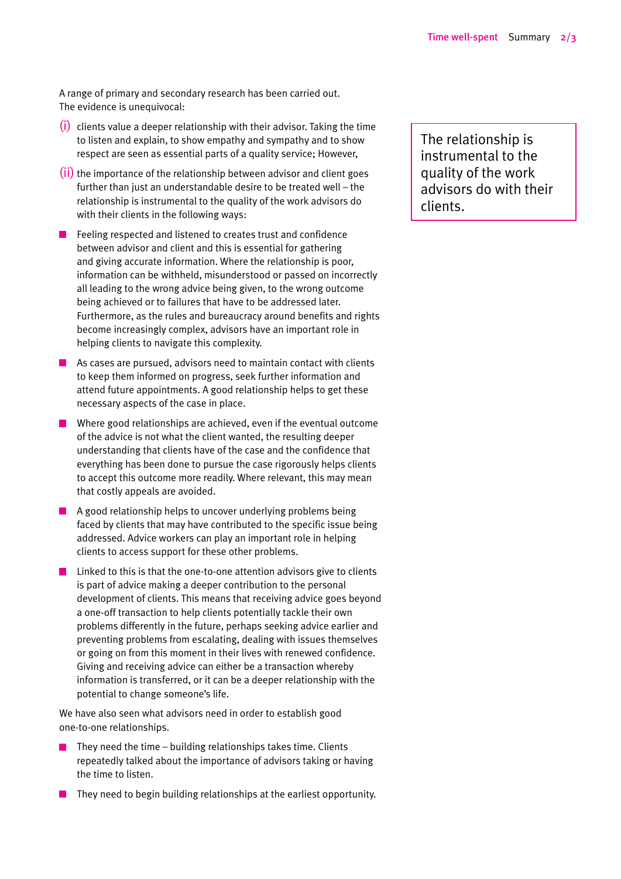A range of primary and secondary research has been carried out. The evidence is unequivocal:

(i) clients value a deeper relationship with their advisor. Taking the time to listen and explain, to show empathy and sympathy and to show respect are seen as essential parts of a quality service; However,

(ii) the importance of the relationship between advisor and client goes further than just an understandable desire to be treated well – the relationship is instrumental to the quality of the work advisors do with their clients in the following ways:

- Feeling respected and listened to creates trust and confidence between advisor and client and this is essential for gathering and giving accurate information. Where the relationship is poor, information can be withheld, misunderstood or passed on incorrectly all leading to the wrong advice being given, to the wrong outcome being achieved or to failures that have to be addressed later. Furthermore, as the rules and bureaucracy around benefits and rights become increasingly complex, advisors have an important role in helping clients to navigate this complexity.
- As cases are pursued, advisors need to maintain contact with clients to keep them informed on progress, seek further information and attend future appointments. A good relationship helps to get these necessary aspects of the case in place.
- Where good relationships are achieved, even if the eventual outcome of the advice is not what the client wanted, the resulting deeper understanding that clients have of the case and the confidence that everything has been done to pursue the case rigorously helps clients to accept this outcome more readily. Where relevant, this may mean that costly appeals are avoided.
- A good relationship helps to uncover underlying problems being faced by clients that may have contributed to the specific issue being addressed. Advice workers can play an important role in helping clients to access support for these other problems.
- Linked to this is that the one-to-one attention advisors give to clients is part of advice making a deeper contribution to the personal development of clients. This means that receiving advice goes beyond a one-off transaction to help clients potentially tackle their own problems differently in the future, perhaps seeking advice earlier and preventing problems from escalating, dealing with issues themselves or going on from this moment in their lives with renewed confidence. Giving and receiving advice can either be a transaction whereby information is transferred, or it can be a deeper relationship with the potential to change someone's life.

We have also seen what advisors need in order to establish good one-to-one relationships.

- They need the time – building relationships takes time. Clients repeatedly talked about the importance of advisors taking or having the time to listen.
- They need to begin building relationships at the earliest opportunity.

> The relationship is instrumental to the quality of the work advisors do with their clients.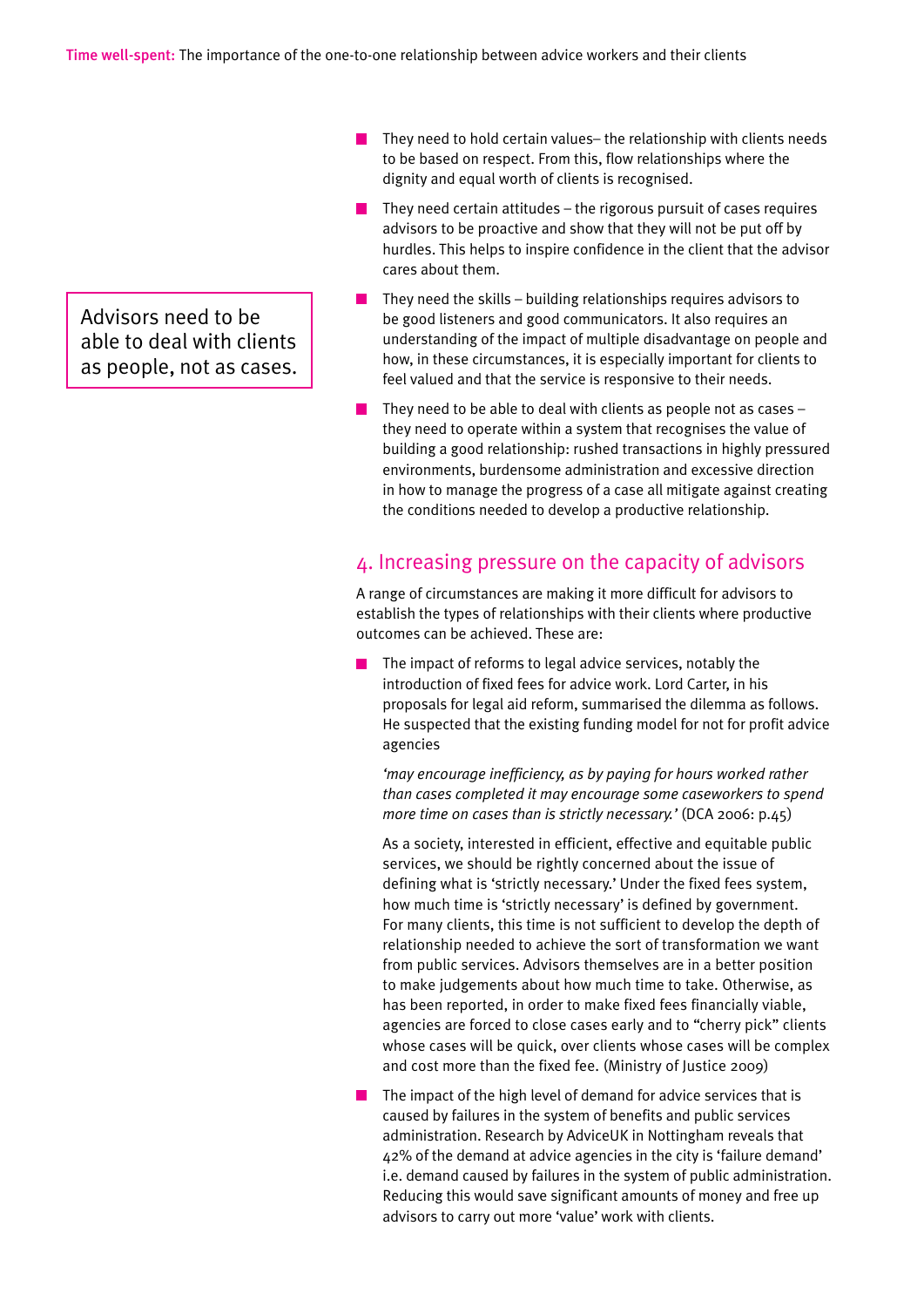- They need to hold certain values– the relationship with clients needs to be based on respect. From this, flow relationships where the dignity and equal worth of clients is recognised.
- They need certain attitudes – the rigorous pursuit of cases requires advisors to be proactive and show that they will not be put off by hurdles. This helps to inspire confidence in the client that the advisor cares about them.
- They need the skills – building relationships requires advisors to be good listeners and good communicators. It also requires an understanding of the impact of multiple disadvantage on people and how, in these circumstances, it is especially important for clients to feel valued and that the service is responsive to their needs.
- They need to be able to deal with clients as people not as cases – they need to operate within a system that recognises the value of building a good relationship: rushed transactions in highly pressured environments, burdensome administration and excessive direction in how to manage the progress of a case all mitigate against creating the conditions needed to develop a productive relationship.

> Advisors need to be able to deal with clients as people, not as cases.

## 4. Increasing pressure on the capacity of advisors

A range of circumstances are making it more difficult for advisors to establish the types of relationships with their clients where productive outcomes can be achieved. These are:

- The impact of reforms to legal advice services, notably the introduction of fixed fees for advice work. Lord Carter, in his proposals for legal aid reform, summarised the dilemma as follows. He suspected that the existing funding model for not for profit advice agencies

  *'may encourage inefficiency, as by paying for hours worked rather than cases completed it may encourage some caseworkers to spend more time on cases than is strictly necessary.'* (DCA 2006: p.45)

  As a society, interested in efficient, effective and equitable public services, we should be rightly concerned about the issue of defining what is 'strictly necessary.' Under the fixed fees system, how much time is 'strictly necessary' is defined by government. For many clients, this time is not sufficient to develop the depth of relationship needed to achieve the sort of transformation we want from public services. Advisors themselves are in a better position to make judgements about how much time to take. Otherwise, as has been reported, in order to make fixed fees financially viable, agencies are forced to close cases early and to "cherry pick" clients whose cases will be quick, over clients whose cases will be complex and cost more than the fixed fee. (Ministry of Justice 2009)

- The impact of the high level of demand for advice services that is caused by failures in the system of benefits and public services administration. Research by AdviceUK in Nottingham reveals that 42% of the demand at advice agencies in the city is 'failure demand' i.e. demand caused by failures in the system of public administration. Reducing this would save significant amounts of money and free up advisors to carry out more 'value' work with clients.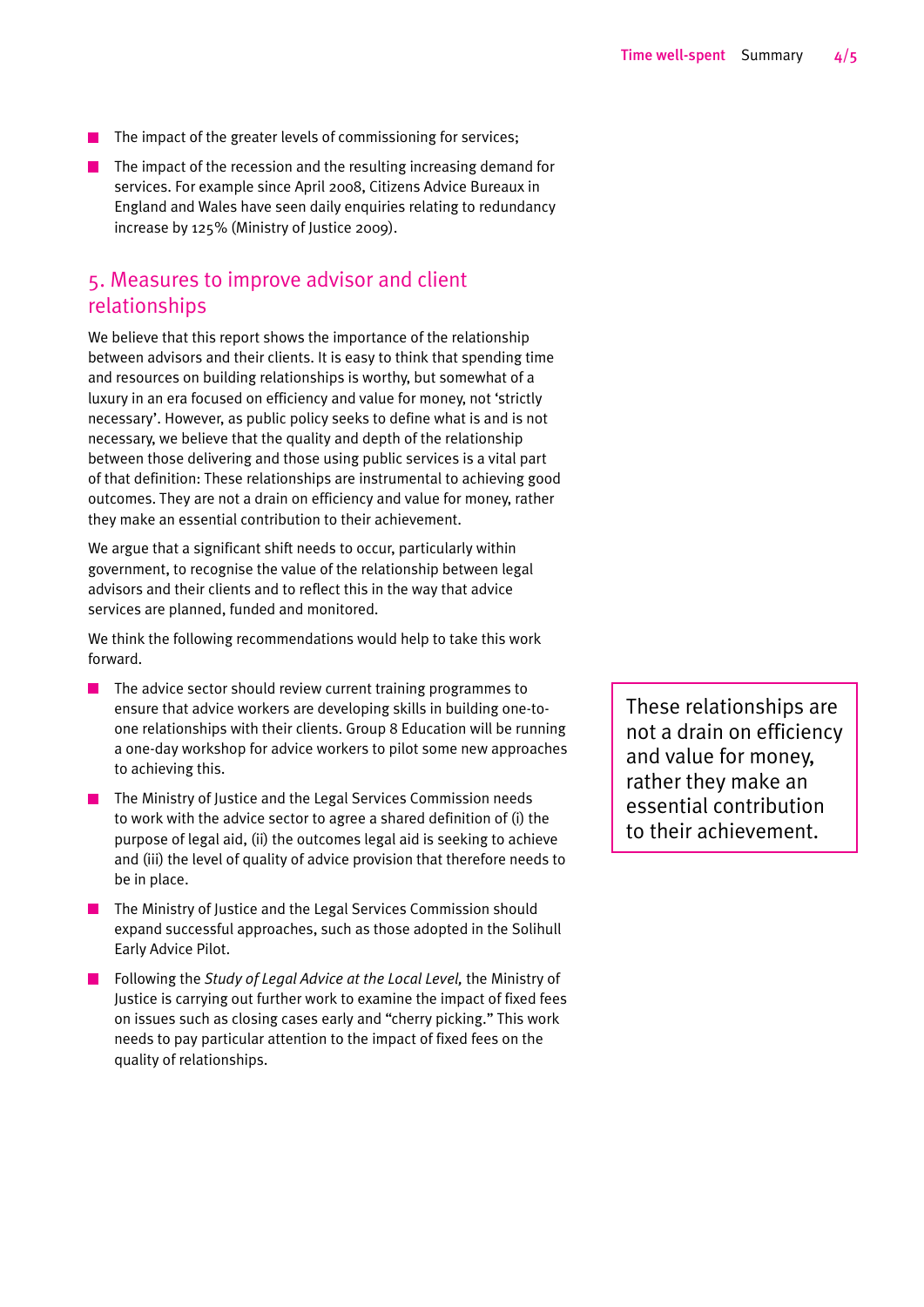- The impact of the greater levels of commissioning for services;
- The impact of the recession and the resulting increasing demand for services. For example since April 2008, Citizens Advice Bureaux in England and Wales have seen daily enquiries relating to redundancy increase by 125% (Ministry of Justice 2009).

## 5. Measures to improve advisor and client relationships

We believe that this report shows the importance of the relationship between advisors and their clients. It is easy to think that spending time and resources on building relationships is worthy, but somewhat of a luxury in an era focused on efficiency and value for money, not 'strictly necessary'. However, as public policy seeks to define what is and is not necessary, we believe that the quality and depth of the relationship between those delivering and those using public services is a vital part of that definition: These relationships are instrumental to achieving good outcomes. They are not a drain on efficiency and value for money, rather they make an essential contribution to their achievement.

We argue that a significant shift needs to occur, particularly within government, to recognise the value of the relationship between legal advisors and their clients and to reflect this in the way that advice services are planned, funded and monitored.

We think the following recommendations would help to take this work forward.

- The advice sector should review current training programmes to ensure that advice workers are developing skills in building one-to-one relationships with their clients. Group 8 Education will be running a one-day workshop for advice workers to pilot some new approaches to achieving this.
- The Ministry of Justice and the Legal Services Commission needs to work with the advice sector to agree a shared definition of (i) the purpose of legal aid, (ii) the outcomes legal aid is seeking to achieve and (iii) the level of quality of advice provision that therefore needs to be in place.
- The Ministry of Justice and the Legal Services Commission should expand successful approaches, such as those adopted in the Solihull Early Advice Pilot.
- Following the *Study of Legal Advice at the Local Level,* the Ministry of Justice is carrying out further work to examine the impact of fixed fees on issues such as closing cases early and "cherry picking." This work needs to pay particular attention to the impact of fixed fees on the quality of relationships.

> These relationships are not a drain on efficiency and value for money, rather they make an essential contribution to their achievement.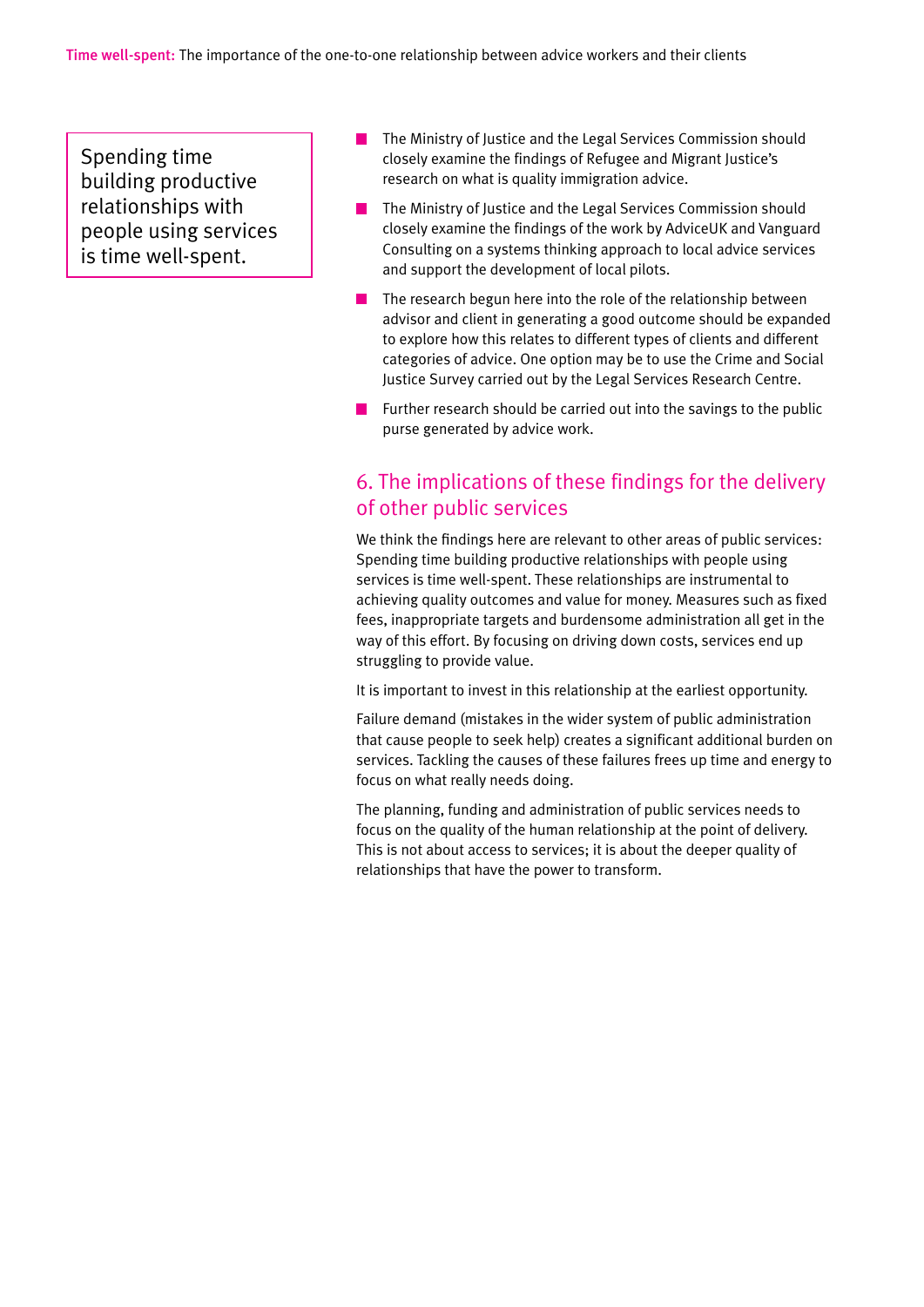Spending time building productive relationships with people using services is time well-spent.

- The Ministry of Justice and the Legal Services Commission should closely examine the findings of Refugee and Migrant Justice's research on what is quality immigration advice.
- The Ministry of Justice and the Legal Services Commission should closely examine the findings of the work by AdviceUK and Vanguard Consulting on a systems thinking approach to local advice services and support the development of local pilots.
- The research begun here into the role of the relationship between advisor and client in generating a good outcome should be expanded to explore how this relates to different types of clients and different categories of advice. One option may be to use the Crime and Social Justice Survey carried out by the Legal Services Research Centre.
- Further research should be carried out into the savings to the public purse generated by advice work.

## 6. The implications of these findings for the delivery of other public services

We think the findings here are relevant to other areas of public services: Spending time building productive relationships with people using services is time well-spent. These relationships are instrumental to achieving quality outcomes and value for money. Measures such as fixed fees, inappropriate targets and burdensome administration all get in the way of this effort. By focusing on driving down costs, services end up struggling to provide value.

It is important to invest in this relationship at the earliest opportunity.

Failure demand (mistakes in the wider system of public administration that cause people to seek help) creates a significant additional burden on services. Tackling the causes of these failures frees up time and energy to focus on what really needs doing.

The planning, funding and administration of public services needs to focus on the quality of the human relationship at the point of delivery. This is not about access to services; it is about the deeper quality of relationships that have the power to transform.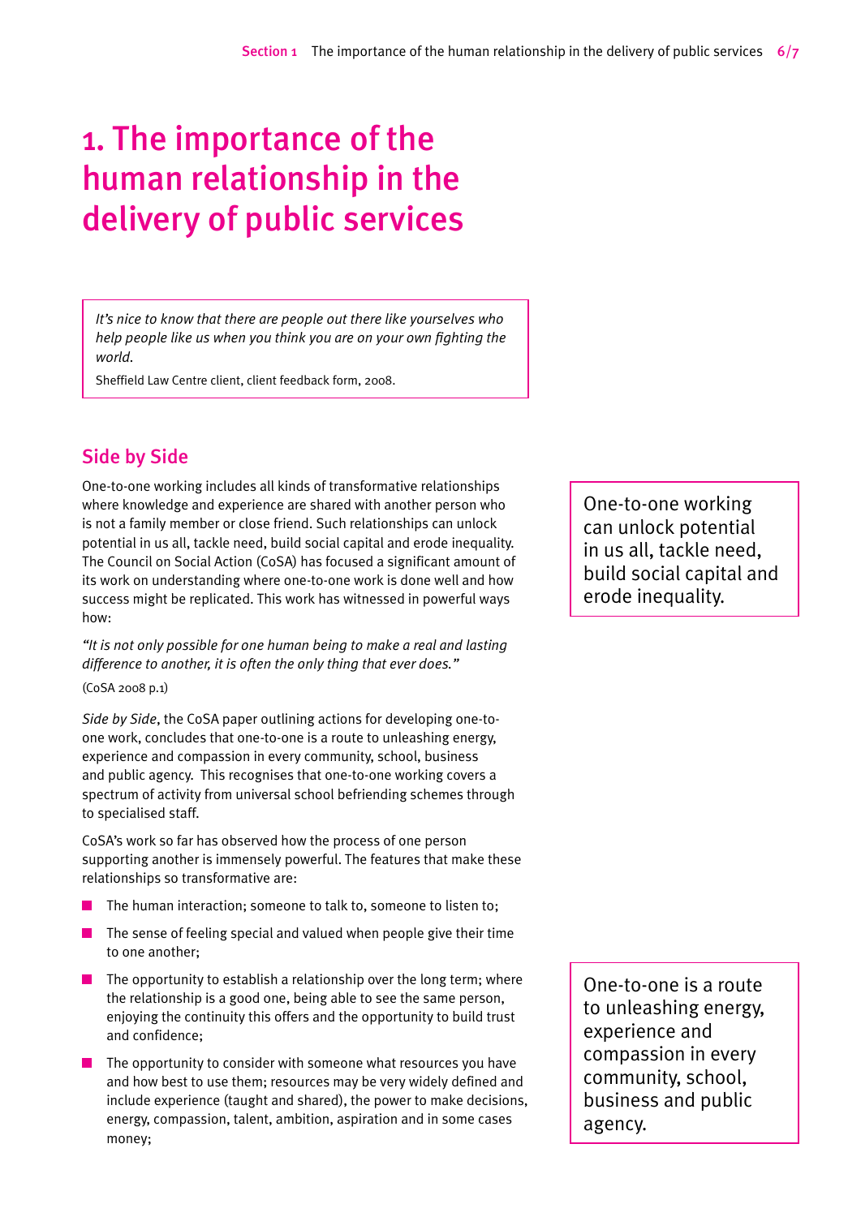# 1. The importance of the human relationship in the delivery of public services

> *It's nice to know that there are people out there like yourselves who help people like us when you think you are on your own fighting the world.*
>
> Sheffield Law Centre client, client feedback form, 2008.

## Side by Side

One-to-one working includes all kinds of transformative relationships where knowledge and experience are shared with another person who is not a family member or close friend. Such relationships can unlock potential in us all, tackle need, build social capital and erode inequality. The Council on Social Action (CoSA) has focused a significant amount of its work on understanding where one-to-one work is done well and how success might be replicated. This work has witnessed in powerful ways how:

> One-to-one working can unlock potential in us all, tackle need, build social capital and erode inequality.

*"It is not only possible for one human being to make a real and lasting difference to another, it is often the only thing that ever does."*

(CoSA 2008 p.1)

*Side by Side*, the CoSA paper outlining actions for developing one-to-one work, concludes that one-to-one is a route to unleashing energy, experience and compassion in every community, school, business and public agency. This recognises that one-to-one working covers a spectrum of activity from universal school befriending schemes through to specialised staff.

CoSA's work so far has observed how the process of one person supporting another is immensely powerful. The features that make these relationships so transformative are:

- The human interaction; someone to talk to, someone to listen to;
- The sense of feeling special and valued when people give their time to one another;
- The opportunity to establish a relationship over the long term; where the relationship is a good one, being able to see the same person, enjoying the continuity this offers and the opportunity to build trust and confidence;
- The opportunity to consider with someone what resources you have and how best to use them; resources may be very widely defined and include experience (taught and shared), the power to make decisions, energy, compassion, talent, ambition, aspiration and in some cases money;

> One-to-one is a route to unleashing energy, experience and compassion in every community, school, business and public agency.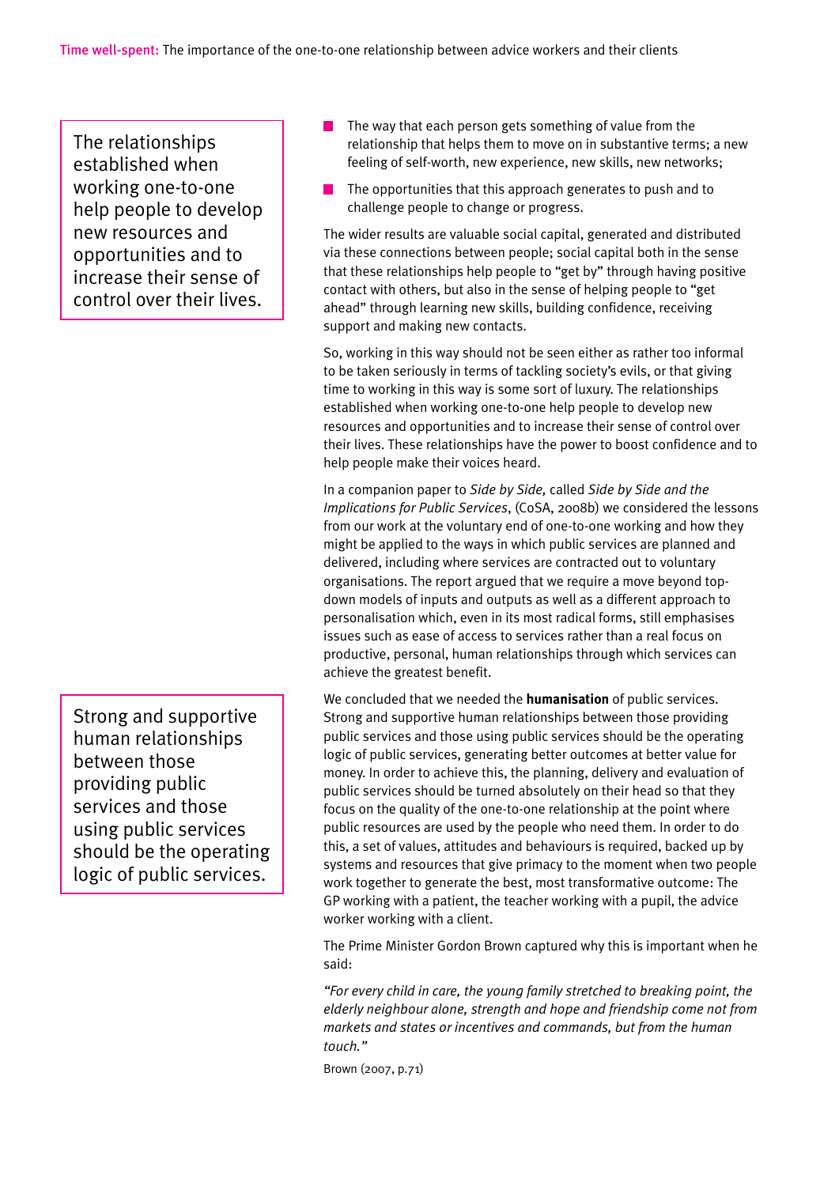> The relationships established when working one-to-one help people to develop new resources and opportunities and to increase their sense of control over their lives.

- The way that each person gets something of value from the relationship that helps them to move on in substantive terms; a new feeling of self-worth, new experience, new skills, new networks;
- The opportunities that this approach generates to push and to challenge people to change or progress.

The wider results are valuable social capital, generated and distributed via these connections between people; social capital both in the sense that these relationships help people to "get by" through having positive contact with others, but also in the sense of helping people to "get ahead" through learning new skills, building confidence, receiving support and making new contacts.

So, working in this way should not be seen either as rather too informal to be taken seriously in terms of tackling society's evils, or that giving time to working in this way is some sort of luxury. The relationships established when working one-to-one help people to develop new resources and opportunities and to increase their sense of control over their lives. These relationships have the power to boost confidence and to help people make their voices heard.

In a companion paper to *Side by Side,* called *Side by Side and the Implications for Public Services*, (CoSA, 2008b) we considered the lessons from our work at the voluntary end of one-to-one working and how they might be applied to the ways in which public services are planned and delivered, including where services are contracted out to voluntary organisations. The report argued that we require a move beyond top-down models of inputs and outputs as well as a different approach to personalisation which, even in its most radical forms, still emphasises issues such as ease of access to services rather than a real focus on productive, personal, human relationships through which services can achieve the greatest benefit.

> Strong and supportive human relationships between those providing public services and those using public services should be the operating logic of public services.

We concluded that we needed the **humanisation** of public services. Strong and supportive human relationships between those providing public services and those using public services should be the operating logic of public services, generating better outcomes at better value for money. In order to achieve this, the planning, delivery and evaluation of public services should be turned absolutely on their head so that they focus on the quality of the one-to-one relationship at the point where public resources are used by the people who need them. In order to do this, a set of values, attitudes and behaviours is required, backed up by systems and resources that give primacy to the moment when two people work together to generate the best, most transformative outcome: The GP working with a patient, the teacher working with a pupil, the advice worker working with a client.

The Prime Minister Gordon Brown captured why this is important when he said:

*"For every child in care, the young family stretched to breaking point, the elderly neighbour alone, strength and hope and friendship come not from markets and states or incentives and commands, but from the human touch."*

Brown (2007, p.71)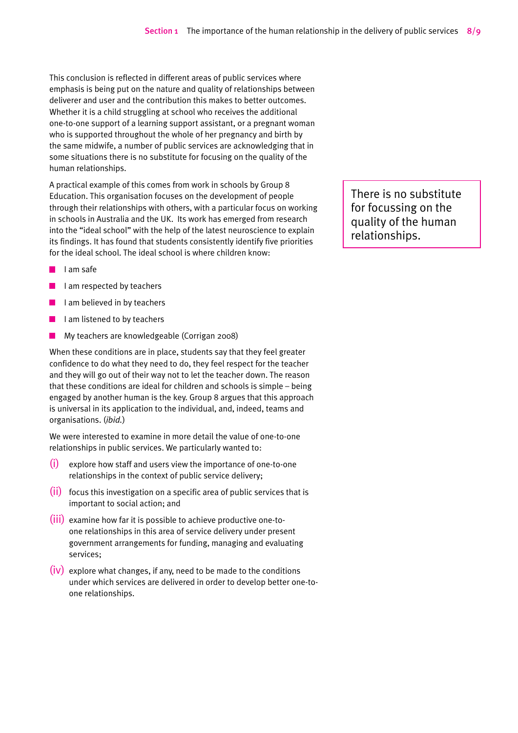This conclusion is reflected in different areas of public services where emphasis is being put on the nature and quality of relationships between deliverer and user and the contribution this makes to better outcomes. Whether it is a child struggling at school who receives the additional one-to-one support of a learning support assistant, or a pregnant woman who is supported throughout the whole of her pregnancy and birth by the same midwife, a number of public services are acknowledging that in some situations there is no substitute for focusing on the quality of the human relationships.

> There is no substitute for focussing on the quality of the human relationships.

A practical example of this comes from work in schools by Group 8 Education. This organisation focuses on the development of people through their relationships with others, with a particular focus on working in schools in Australia and the UK. Its work has emerged from research into the "ideal school" with the help of the latest neuroscience to explain its findings. It has found that students consistently identify five priorities for the ideal school. The ideal school is where children know:

- I am safe
- I am respected by teachers
- I am believed in by teachers
- I am listened to by teachers
- My teachers are knowledgeable (Corrigan 2008)

When these conditions are in place, students say that they feel greater confidence to do what they need to do, they feel respect for the teacher and they will go out of their way not to let the teacher down. The reason that these conditions are ideal for children and schools is simple – being engaged by another human is the key. Group 8 argues that this approach is universal in its application to the individual, and, indeed, teams and organisations. (*ibid.*)

We were interested to examine in more detail the value of one-to-one relationships in public services. We particularly wanted to:

(i) explore how staff and users view the importance of one-to-one relationships in the context of public service delivery;

(ii) focus this investigation on a specific area of public services that is important to social action; and

(iii) examine how far it is possible to achieve productive one-to-one relationships in this area of service delivery under present government arrangements for funding, managing and evaluating services;

(iv) explore what changes, if any, need to be made to the conditions under which services are delivered in order to develop better one-to-one relationships.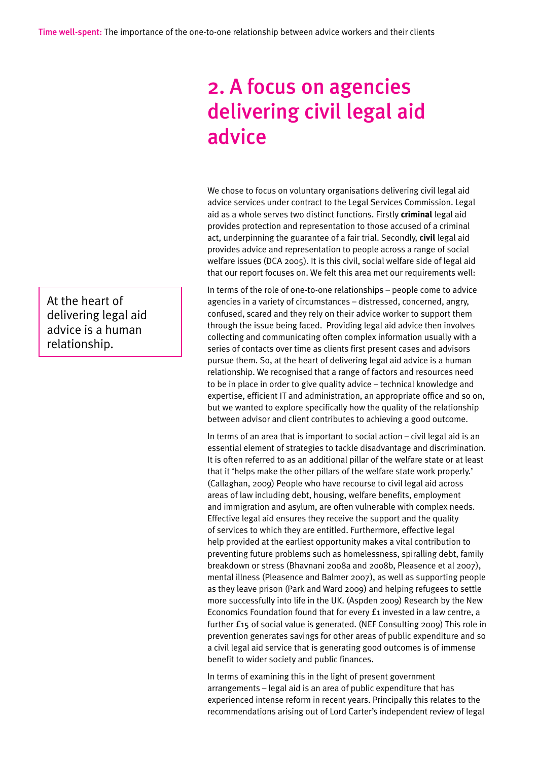# 2. A focus on agencies delivering civil legal aid advice

We chose to focus on voluntary organisations delivering civil legal aid advice services under contract to the Legal Services Commission. Legal aid as a whole serves two distinct functions. Firstly **criminal** legal aid provides protection and representation to those accused of a criminal act, underpinning the guarantee of a fair trial. Secondly, **civil** legal aid provides advice and representation to people across a range of social welfare issues (DCA 2005). It is this civil, social welfare side of legal aid that our report focuses on. We felt this area met our requirements well:

> At the heart of delivering legal aid advice is a human relationship.

In terms of the role of one-to-one relationships – people come to advice agencies in a variety of circumstances – distressed, concerned, angry, confused, scared and they rely on their advice worker to support them through the issue being faced. Providing legal aid advice then involves collecting and communicating often complex information usually with a series of contacts over time as clients first present cases and advisors pursue them. So, at the heart of delivering legal aid advice is a human relationship. We recognised that a range of factors and resources need to be in place in order to give quality advice – technical knowledge and expertise, efficient IT and administration, an appropriate office and so on, but we wanted to explore specifically how the quality of the relationship between advisor and client contributes to achieving a good outcome.

In terms of an area that is important to social action – civil legal aid is an essential element of strategies to tackle disadvantage and discrimination. It is often referred to as an additional pillar of the welfare state or at least that it 'helps make the other pillars of the welfare state work properly.' (Callaghan, 2009) People who have recourse to civil legal aid across areas of law including debt, housing, welfare benefits, employment and immigration and asylum, are often vulnerable with complex needs. Effective legal aid ensures they receive the support and the quality of services to which they are entitled. Furthermore, effective legal help provided at the earliest opportunity makes a vital contribution to preventing future problems such as homelessness, spiralling debt, family breakdown or stress (Bhavnani 2008a and 2008b, Pleasence et al 2007), mental illness (Pleasence and Balmer 2007), as well as supporting people as they leave prison (Park and Ward 2009) and helping refugees to settle more successfully into life in the UK. (Aspden 2009) Research by the New Economics Foundation found that for every £1 invested in a law centre, a further £15 of social value is generated. (NEF Consulting 2009) This role in prevention generates savings for other areas of public expenditure and so a civil legal aid service that is generating good outcomes is of immense benefit to wider society and public finances.

In terms of examining this in the light of present government arrangements – legal aid is an area of public expenditure that has experienced intense reform in recent years. Principally this relates to the recommendations arising out of Lord Carter's independent review of legal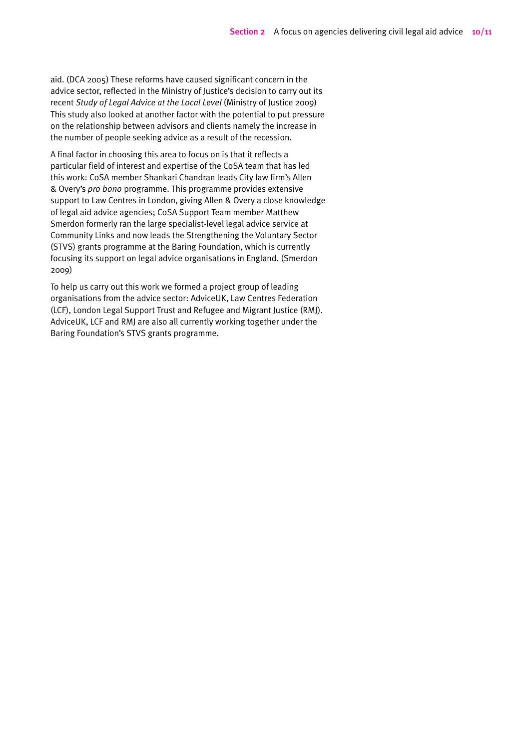aid. (DCA 2005) These reforms have caused significant concern in the advice sector, reflected in the Ministry of Justice's decision to carry out its recent *Study of Legal Advice at the Local Level* (Ministry of Justice 2009) This study also looked at another factor with the potential to put pressure on the relationship between advisors and clients namely the increase in the number of people seeking advice as a result of the recession.

A final factor in choosing this area to focus on is that it reflects a particular field of interest and expertise of the CoSA team that has led this work: CoSA member Shankari Chandran leads City law firm's Allen & Overy's *pro bono* programme. This programme provides extensive support to Law Centres in London, giving Allen & Overy a close knowledge of legal aid advice agencies; CoSA Support Team member Matthew Smerdon formerly ran the large specialist-level legal advice service at Community Links and now leads the Strengthening the Voluntary Sector (STVS) grants programme at the Baring Foundation, which is currently focusing its support on legal advice organisations in England. (Smerdon 2009)

To help us carry out this work we formed a project group of leading organisations from the advice sector: AdviceUK, Law Centres Federation (LCF), London Legal Support Trust and Refugee and Migrant Justice (RMJ). AdviceUK, LCF and RMJ are also all currently working together under the Baring Foundation's STVS grants programme.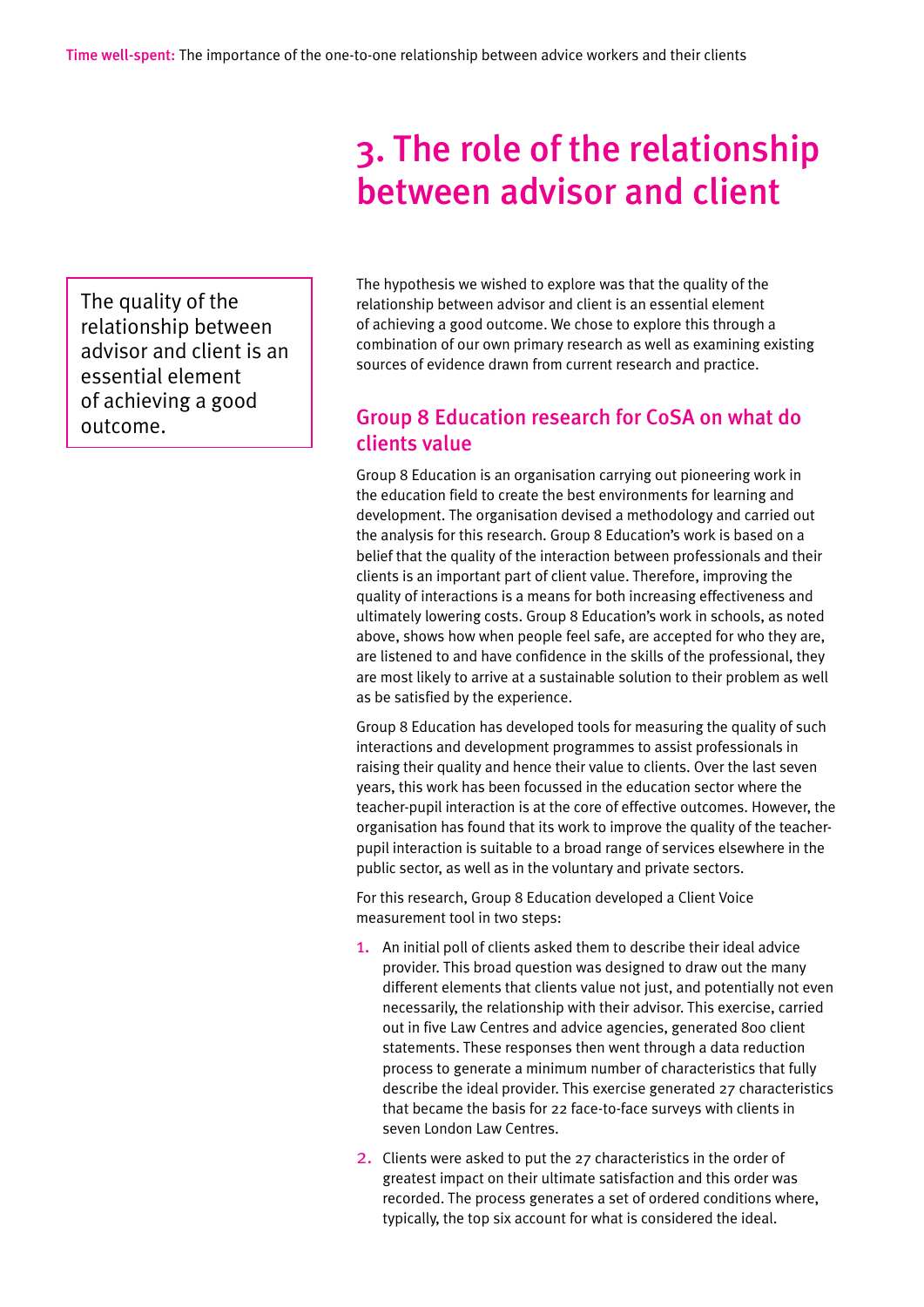# 3. The role of the relationship between advisor and client

> The quality of the relationship between advisor and client is an essential element of achieving a good outcome.

The hypothesis we wished to explore was that the quality of the relationship between advisor and client is an essential element of achieving a good outcome. We chose to explore this through a combination of our own primary research as well as examining existing sources of evidence drawn from current research and practice.

## Group 8 Education research for CoSA on what do clients value

Group 8 Education is an organisation carrying out pioneering work in the education field to create the best environments for learning and development. The organisation devised a methodology and carried out the analysis for this research. Group 8 Education's work is based on a belief that the quality of the interaction between professionals and their clients is an important part of client value. Therefore, improving the quality of interactions is a means for both increasing effectiveness and ultimately lowering costs. Group 8 Education's work in schools, as noted above, shows how when people feel safe, are accepted for who they are, are listened to and have confidence in the skills of the professional, they are most likely to arrive at a sustainable solution to their problem as well as be satisfied by the experience.

Group 8 Education has developed tools for measuring the quality of such interactions and development programmes to assist professionals in raising their quality and hence their value to clients. Over the last seven years, this work has been focussed in the education sector where the teacher-pupil interaction is at the core of effective outcomes. However, the organisation has found that its work to improve the quality of the teacher-pupil interaction is suitable to a broad range of services elsewhere in the public sector, as well as in the voluntary and private sectors.

For this research, Group 8 Education developed a Client Voice measurement tool in two steps:

1. An initial poll of clients asked them to describe their ideal advice provider. This broad question was designed to draw out the many different elements that clients value not just, and potentially not even necessarily, the relationship with their advisor. This exercise, carried out in five Law Centres and advice agencies, generated 800 client statements. These responses then went through a data reduction process to generate a minimum number of characteristics that fully describe the ideal provider. This exercise generated 27 characteristics that became the basis for 22 face-to-face surveys with clients in seven London Law Centres.
2. Clients were asked to put the 27 characteristics in the order of greatest impact on their ultimate satisfaction and this order was recorded. The process generates a set of ordered conditions where, typically, the top six account for what is considered the ideal.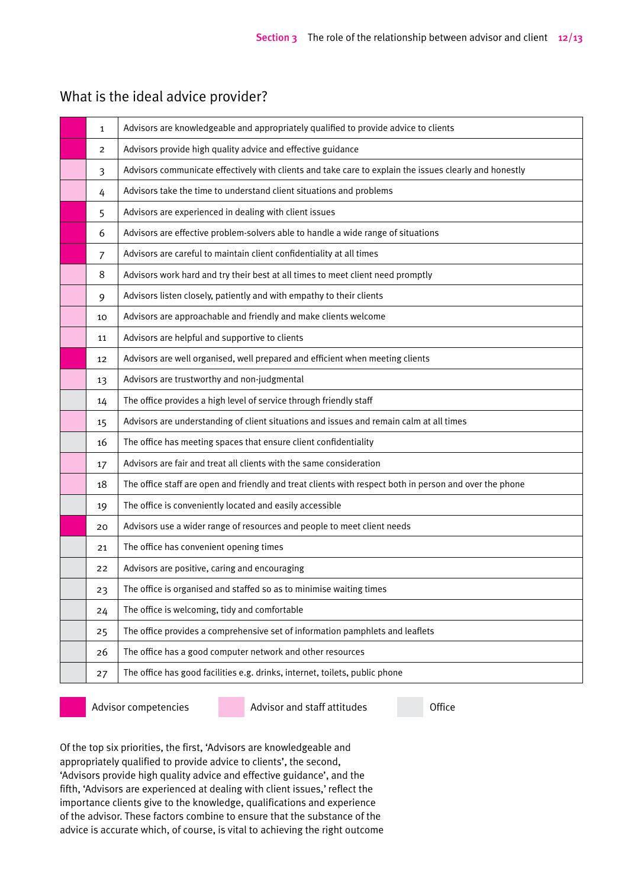## What is the ideal advice provider?

| Category | # | Statement |
|---|---|---|
| Advisor competencies | 1 | Advisors are knowledgeable and appropriately qualified to provide advice to clients |
| Advisor competencies | 2 | Advisors provide high quality advice and effective guidance |
| Advisor and staff attitudes | 3 | Advisors communicate effectively with clients and take care to explain the issues clearly and honestly |
| Advisor and staff attitudes | 4 | Advisors take the time to understand client situations and problems |
| Advisor competencies | 5 | Advisors are experienced in dealing with client issues |
| Advisor competencies | 6 | Advisors are effective problem-solvers able to handle a wide range of situations |
| Advisor competencies | 7 | Advisors are careful to maintain client confidentiality at all times |
| Advisor and staff attitudes | 8 | Advisors work hard and try their best at all times to meet client need promptly |
| Advisor and staff attitudes | 9 | Advisors listen closely, patiently and with empathy to their clients |
| Advisor and staff attitudes | 10 | Advisors are approachable and friendly and make clients welcome |
| Advisor and staff attitudes | 11 | Advisors are helpful and supportive to clients |
| Advisor competencies | 12 | Advisors are well organised, well prepared and efficient when meeting clients |
| Advisor and staff attitudes | 13 | Advisors are trustworthy and non-judgmental |
| Office | 14 | The office provides a high level of service through friendly staff |
| Advisor and staff attitudes | 15 | Advisors are understanding of client situations and issues and remain calm at all times |
| Office | 16 | The office has meeting spaces that ensure client confidentiality |
| Advisor and staff attitudes | 17 | Advisors are fair and treat all clients with the same consideration |
| Advisor and staff attitudes | 18 | The office staff are open and friendly and treat clients with respect both in person and over the phone |
| Office | 19 | The office is conveniently located and easily accessible |
| Advisor competencies | 20 | Advisors use a wider range of resources and people to meet client needs |
| Office | 21 | The office has convenient opening times |
| Office | 22 | Advisors are positive, caring and encouraging |
| Office | 23 | The office is organised and staffed so as to minimise waiting times |
| Office | 24 | The office is welcoming, tidy and comfortable |
| Office | 25 | The office provides a comprehensive set of information pamphlets and leaflets |
| Office | 26 | The office has a good computer network and other resources |
| Office | 27 | The office has good facilities e.g. drinks, internet, toilets, public phone |

Key: Advisor competencies | Advisor and staff attitudes | Office

Of the top six priorities, the first, 'Advisors are knowledgeable and appropriately qualified to provide advice to clients', the second, 'Advisors provide high quality advice and effective guidance', and the fifth, 'Advisors are experienced at dealing with client issues,' reflect the importance clients give to the knowledge, qualifications and experience of the advisor. These factors combine to ensure that the substance of the advice is accurate which, of course, is vital to achieving the right outcome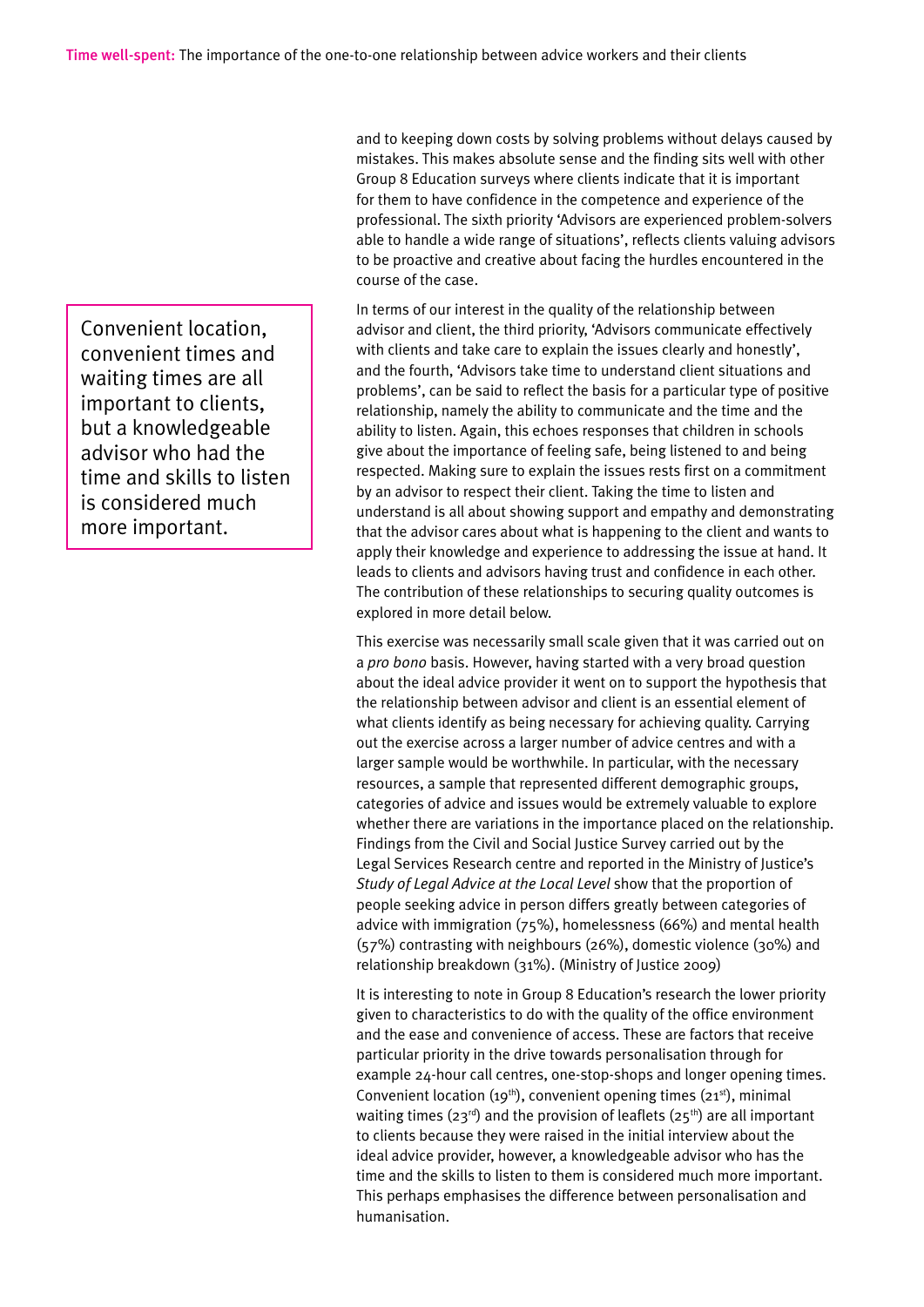and to keeping down costs by solving problems without delays caused by mistakes. This makes absolute sense and the finding sits well with other Group 8 Education surveys where clients indicate that it is important for them to have confidence in the competence and experience of the professional. The sixth priority 'Advisors are experienced problem-solvers able to handle a wide range of situations', reflects clients valuing advisors to be proactive and creative about facing the hurdles encountered in the course of the case.

> Convenient location, convenient times and waiting times are all important to clients, but a knowledgeable advisor who had the time and skills to listen is considered much more important.

In terms of our interest in the quality of the relationship between advisor and client, the third priority, 'Advisors communicate effectively with clients and take care to explain the issues clearly and honestly', and the fourth, 'Advisors take time to understand client situations and problems', can be said to reflect the basis for a particular type of positive relationship, namely the ability to communicate and the time and the ability to listen. Again, this echoes responses that children in schools give about the importance of feeling safe, being listened to and being respected. Making sure to explain the issues rests first on a commitment by an advisor to respect their client. Taking the time to listen and understand is all about showing support and empathy and demonstrating that the advisor cares about what is happening to the client and wants to apply their knowledge and experience to addressing the issue at hand. It leads to clients and advisors having trust and confidence in each other. The contribution of these relationships to securing quality outcomes is explored in more detail below.

This exercise was necessarily small scale given that it was carried out on a *pro bono* basis. However, having started with a very broad question about the ideal advice provider it went on to support the hypothesis that the relationship between advisor and client is an essential element of what clients identify as being necessary for achieving quality. Carrying out the exercise across a larger number of advice centres and with a larger sample would be worthwhile. In particular, with the necessary resources, a sample that represented different demographic groups, categories of advice and issues would be extremely valuable to explore whether there are variations in the importance placed on the relationship. Findings from the Civil and Social Justice Survey carried out by the Legal Services Research centre and reported in the Ministry of Justice's *Study of Legal Advice at the Local Level* show that the proportion of people seeking advice in person differs greatly between categories of advice with immigration (75%), homelessness (66%) and mental health (57%) contrasting with neighbours (26%), domestic violence (30%) and relationship breakdown (31%). (Ministry of Justice 2009)

It is interesting to note in Group 8 Education's research the lower priority given to characteristics to do with the quality of the office environment and the ease and convenience of access. These are factors that receive particular priority in the drive towards personalisation through for example 24-hour call centres, one-stop-shops and longer opening times. Convenient location (19th), convenient opening times (21st), minimal waiting times (23rd) and the provision of leaflets (25th) are all important to clients because they were raised in the initial interview about the ideal advice provider, however, a knowledgeable advisor who has the time and the skills to listen to them is considered much more important. This perhaps emphasises the difference between personalisation and humanisation.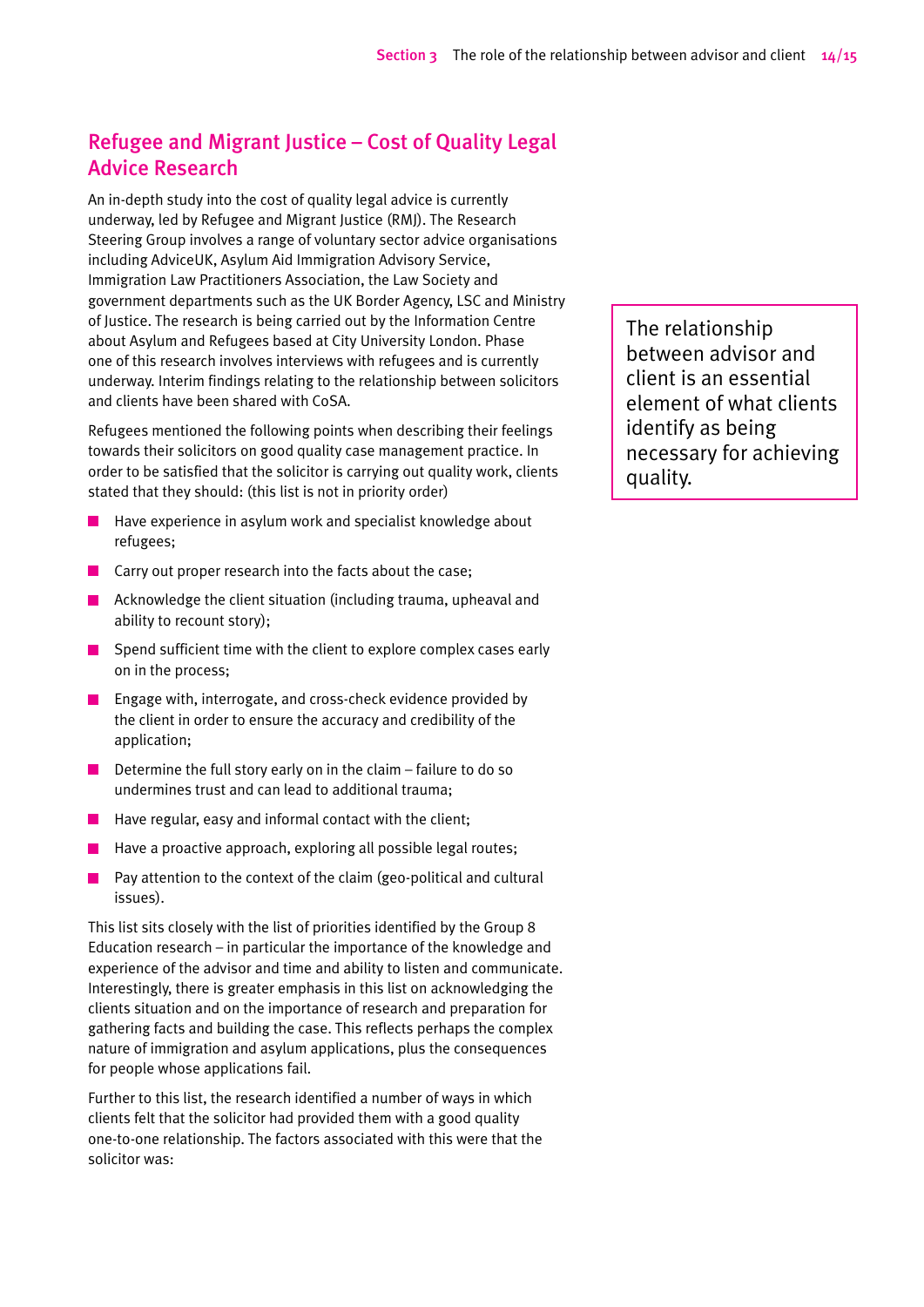## Refugee and Migrant Justice – Cost of Quality Legal Advice Research

An in-depth study into the cost of quality legal advice is currently underway, led by Refugee and Migrant Justice (RMJ). The Research Steering Group involves a range of voluntary sector advice organisations including AdviceUK, Asylum Aid Immigration Advisory Service, Immigration Law Practitioners Association, the Law Society and government departments such as the UK Border Agency, LSC and Ministry of Justice. The research is being carried out by the Information Centre about Asylum and Refugees based at City University London. Phase one of this research involves interviews with refugees and is currently underway. Interim findings relating to the relationship between solicitors and clients have been shared with CoSA.

> The relationship between advisor and client is an essential element of what clients identify as being necessary for achieving quality.

Refugees mentioned the following points when describing their feelings towards their solicitors on good quality case management practice. In order to be satisfied that the solicitor is carrying out quality work, clients stated that they should: (this list is not in priority order)

- Have experience in asylum work and specialist knowledge about refugees;
- Carry out proper research into the facts about the case;
- Acknowledge the client situation (including trauma, upheaval and ability to recount story);
- Spend sufficient time with the client to explore complex cases early on in the process;
- Engage with, interrogate, and cross-check evidence provided by the client in order to ensure the accuracy and credibility of the application;
- Determine the full story early on in the claim – failure to do so undermines trust and can lead to additional trauma;
- Have regular, easy and informal contact with the client;
- Have a proactive approach, exploring all possible legal routes;
- Pay attention to the context of the claim (geo-political and cultural issues).

This list sits closely with the list of priorities identified by the Group 8 Education research – in particular the importance of the knowledge and experience of the advisor and time and ability to listen and communicate. Interestingly, there is greater emphasis in this list on acknowledging the clients situation and on the importance of research and preparation for gathering facts and building the case. This reflects perhaps the complex nature of immigration and asylum applications, plus the consequences for people whose applications fail.

Further to this list, the research identified a number of ways in which clients felt that the solicitor had provided them with a good quality one-to-one relationship. The factors associated with this were that the solicitor was: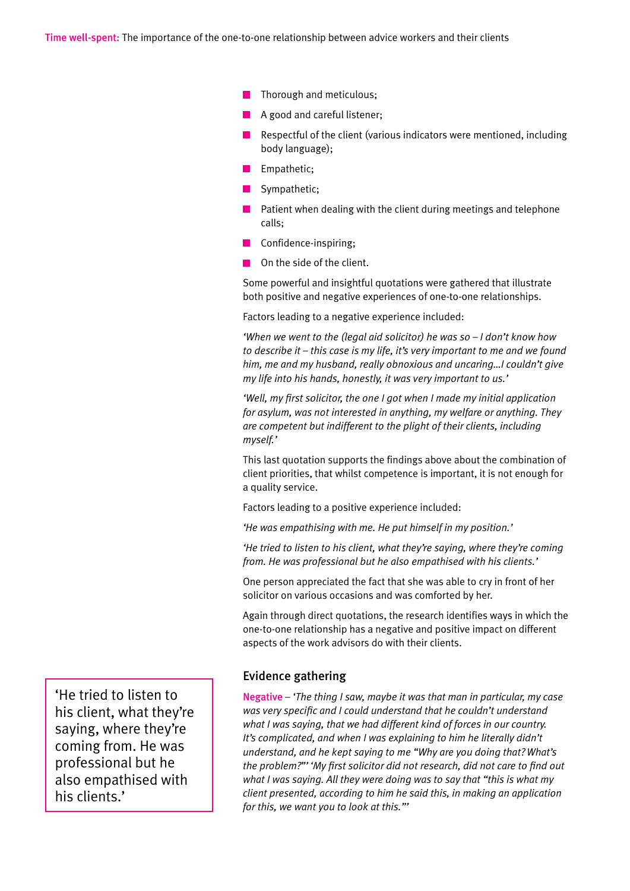- Thorough and meticulous;
- A good and careful listener;
- Respectful of the client (various indicators were mentioned, including body language);
- Empathetic;
- Sympathetic;
- Patient when dealing with the client during meetings and telephone calls;
- Confidence-inspiring;
- On the side of the client.

Some powerful and insightful quotations were gathered that illustrate both positive and negative experiences of one-to-one relationships.

Factors leading to a negative experience included:

*'When we went to the (legal aid solicitor) he was so – I don't know how to describe it – this case is my life, it's very important to me and we found him, me and my husband, really obnoxious and uncaring…I couldn't give my life into his hands, honestly, it was very important to us.'*

*'Well, my first solicitor, the one I got when I made my initial application for asylum, was not interested in anything, my welfare or anything. They are competent but indifferent to the plight of their clients, including myself.'*

This last quotation supports the findings above about the combination of client priorities, that whilst competence is important, it is not enough for a quality service.

Factors leading to a positive experience included:

*'He was empathising with me. He put himself in my position.'*

*'He tried to listen to his client, what they're saying, where they're coming from. He was professional but he also empathised with his clients.'*

One person appreciated the fact that she was able to cry in front of her solicitor on various occasions and was comforted by her.

Again through direct quotations, the research identifies ways in which the one-to-one relationship has a negative and positive impact on different aspects of the work advisors do with their clients.

> 'He tried to listen to his client, what they're saying, where they're coming from. He was professional but he also empathised with his clients.'

## Evidence gathering

**Negative** – *'The thing I saw, maybe it was that man in particular, my case was very specific and I could understand that he couldn't understand what I was saying, that we had different kind of forces in our country. It's complicated, and when I was explaining to him he literally didn't understand, and he kept saying to me "Why are you doing that? What's the problem?"' 'My first solicitor did not research, did not care to find out what I was saying. All they were doing was to say that "this is what my client presented, according to him he said this, in making an application for this, we want you to look at this."'*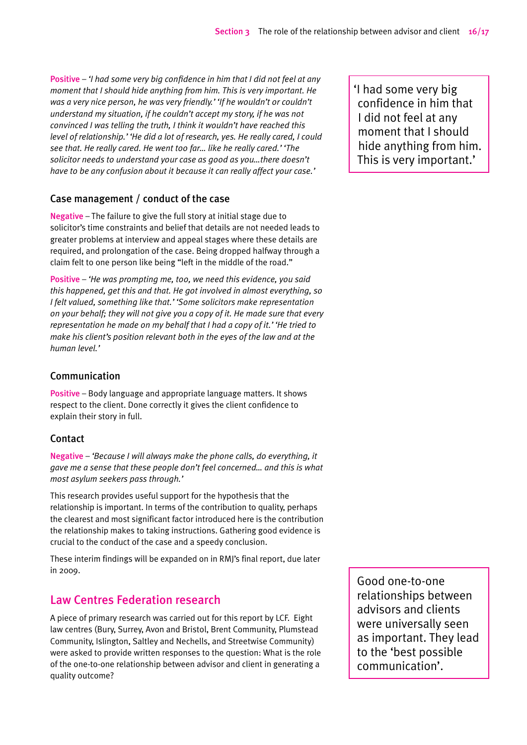**Positive** – *'I had some very big confidence in him that I did not feel at any moment that I should hide anything from him. This is very important. He was a very nice person, he was very friendly.' 'If he wouldn't or couldn't understand my situation, if he couldn't accept my story, if he was not convinced I was telling the truth, I think it wouldn't have reached this level of relationship.' 'He did a lot of research, yes. He really cared, I could see that. He really cared. He went too far… like he really cared.' 'The solicitor needs to understand your case as good as you…there doesn't have to be any confusion about it because it can really affect your case.'*

> 'I had some very big confidence in him that I did not feel at any moment that I should hide anything from him. This is very important.'

### Case management / conduct of the case

**Negative** – The failure to give the full story at initial stage due to solicitor's time constraints and belief that details are not needed leads to greater problems at interview and appeal stages where these details are required, and prolongation of the case. Being dropped halfway through a claim felt to one person like being "left in the middle of the road."

**Positive** – *'He was prompting me, too, we need this evidence, you said this happened, get this and that. He got involved in almost everything, so I felt valued, something like that.' 'Some solicitors make representation on your behalf; they will not give you a copy of it. He made sure that every representation he made on my behalf that I had a copy of it.' 'He tried to make his client's position relevant both in the eyes of the law and at the human level.'*

### Communication

**Positive** – Body language and appropriate language matters. It shows respect to the client. Done correctly it gives the client confidence to explain their story in full.

### Contact

**Negative** – *'Because I will always make the phone calls, do everything, it gave me a sense that these people don't feel concerned… and this is what most asylum seekers pass through.'*

This research provides useful support for the hypothesis that the relationship is important. In terms of the contribution to quality, perhaps the clearest and most significant factor introduced here is the contribution the relationship makes to taking instructions. Gathering good evidence is crucial to the conduct of the case and a speedy conclusion.

These interim findings will be expanded on in RMJ's final report, due later in 2009.

## Law Centres Federation research

A piece of primary research was carried out for this report by LCF. Eight law centres (Bury, Surrey, Avon and Bristol, Brent Community, Plumstead Community, Islington, Saltley and Nechells, and Streetwise Community) were asked to provide written responses to the question: What is the role of the one-to-one relationship between advisor and client in generating a quality outcome?

> Good one-to-one relationships between advisors and clients were universally seen as important. They lead to the 'best possible communication'.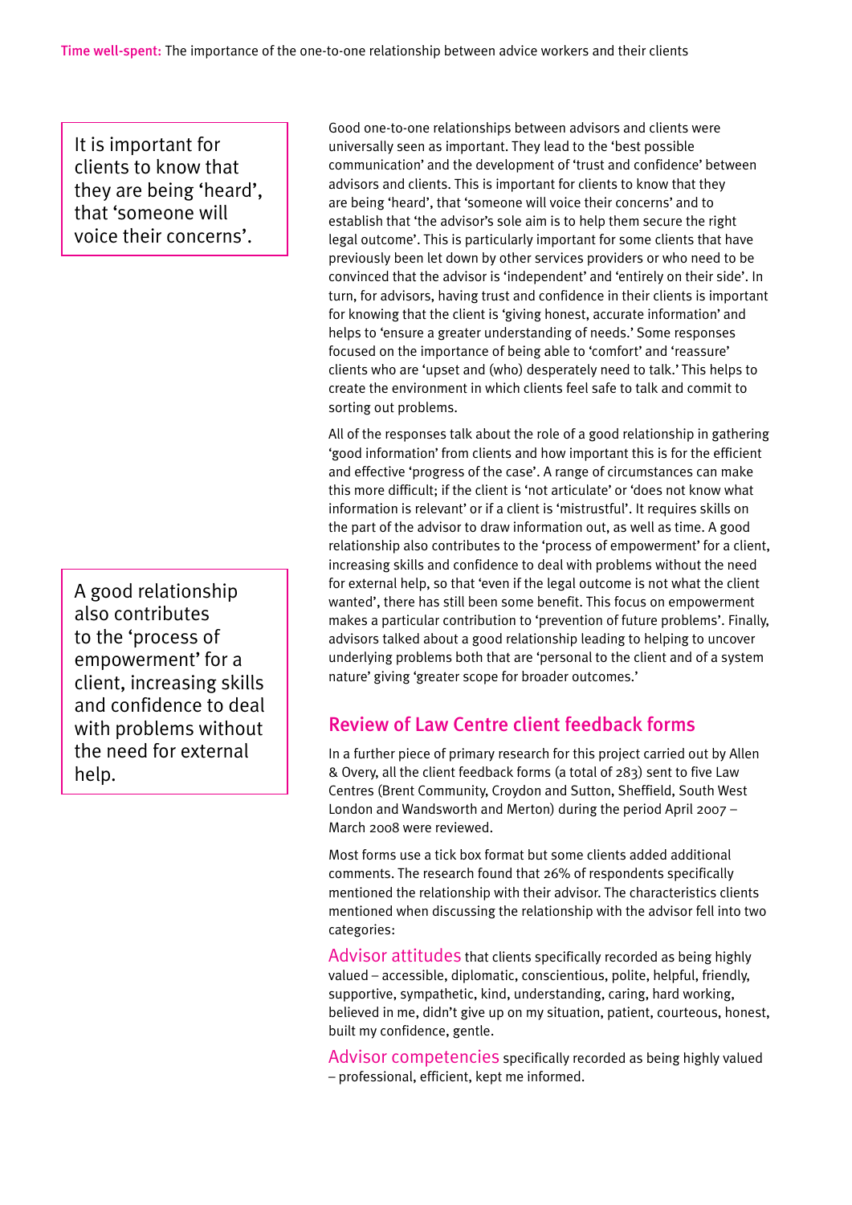> It is important for clients to know that they are being 'heard', that 'someone will voice their concerns'.

Good one-to-one relationships between advisors and clients were universally seen as important. They lead to the 'best possible communication' and the development of 'trust and confidence' between advisors and clients. This is important for clients to know that they are being 'heard', that 'someone will voice their concerns' and to establish that 'the advisor's sole aim is to help them secure the right legal outcome'. This is particularly important for some clients that have previously been let down by other services providers or who need to be convinced that the advisor is 'independent' and 'entirely on their side'. In turn, for advisors, having trust and confidence in their clients is important for knowing that the client is 'giving honest, accurate information' and helps to 'ensure a greater understanding of needs.' Some responses focused on the importance of being able to 'comfort' and 'reassure' clients who are 'upset and (who) desperately need to talk.' This helps to create the environment in which clients feel safe to talk and commit to sorting out problems.

All of the responses talk about the role of a good relationship in gathering 'good information' from clients and how important this is for the efficient and effective 'progress of the case'. A range of circumstances can make this more difficult; if the client is 'not articulate' or 'does not know what information is relevant' or if a client is 'mistrustful'. It requires skills on the part of the advisor to draw information out, as well as time. A good relationship also contributes to the 'process of empowerment' for a client, increasing skills and confidence to deal with problems without the need for external help, so that 'even if the legal outcome is not what the client wanted', there has still been some benefit. This focus on empowerment makes a particular contribution to 'prevention of future problems'. Finally, advisors talked about a good relationship leading to helping to uncover underlying problems both that are 'personal to the client and of a system nature' giving 'greater scope for broader outcomes.'

> A good relationship also contributes to the 'process of empowerment' for a client, increasing skills and confidence to deal with problems without the need for external help.

## Review of Law Centre client feedback forms

In a further piece of primary research for this project carried out by Allen & Overy, all the client feedback forms (a total of 283) sent to five Law Centres (Brent Community, Croydon and Sutton, Sheffield, South West London and Wandsworth and Merton) during the period April 2007 – March 2008 were reviewed.

Most forms use a tick box format but some clients added additional comments. The research found that 26% of respondents specifically mentioned the relationship with their advisor. The characteristics clients mentioned when discussing the relationship with the advisor fell into two categories:

**Advisor attitudes** that clients specifically recorded as being highly valued – accessible, diplomatic, conscientious, polite, helpful, friendly, supportive, sympathetic, kind, understanding, caring, hard working, believed in me, didn't give up on my situation, patient, courteous, honest, built my confidence, gentle.

**Advisor competencies** specifically recorded as being highly valued – professional, efficient, kept me informed.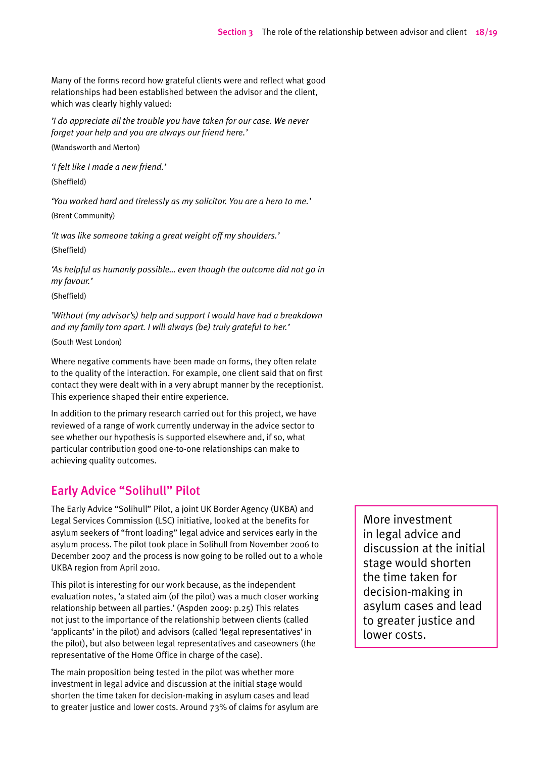Many of the forms record how grateful clients were and reflect what good relationships had been established between the advisor and the client, which was clearly highly valued:

*'I do appreciate all the trouble you have taken for our case. We never forget your help and you are always our friend here.'*

(Wandsworth and Merton)

*'I felt like I made a new friend.'*

(Sheffield)

*'You worked hard and tirelessly as my solicitor. You are a hero to me.'*

(Brent Community)

*'It was like someone taking a great weight off my shoulders.'*

(Sheffield)

*'As helpful as humanly possible… even though the outcome did not go in my favour.'*

(Sheffield)

*'Without (my advisor's) help and support I would have had a breakdown and my family torn apart. I will always (be) truly grateful to her.'*

(South West London)

Where negative comments have been made on forms, they often relate to the quality of the interaction. For example, one client said that on first contact they were dealt with in a very abrupt manner by the receptionist. This experience shaped their entire experience.

In addition to the primary research carried out for this project, we have reviewed of a range of work currently underway in the advice sector to see whether our hypothesis is supported elsewhere and, if so, what particular contribution good one-to-one relationships can make to achieving quality outcomes.

## Early Advice "Solihull" Pilot

The Early Advice "Solihull" Pilot, a joint UK Border Agency (UKBA) and Legal Services Commission (LSC) initiative, looked at the benefits for asylum seekers of "front loading" legal advice and services early in the asylum process. The pilot took place in Solihull from November 2006 to December 2007 and the process is now going to be rolled out to a whole UKBA region from April 2010.

This pilot is interesting for our work because, as the independent evaluation notes, 'a stated aim (of the pilot) was a much closer working relationship between all parties.' (Aspden 2009: p.25) This relates not just to the importance of the relationship between clients (called 'applicants' in the pilot) and advisors (called 'legal representatives' in the pilot), but also between legal representatives and caseowners (the representative of the Home Office in charge of the case).

The main proposition being tested in the pilot was whether more investment in legal advice and discussion at the initial stage would shorten the time taken for decision-making in asylum cases and lead to greater justice and lower costs. Around 73% of claims for asylum are

> More investment in legal advice and discussion at the initial stage would shorten the time taken for decision-making in asylum cases and lead to greater justice and lower costs.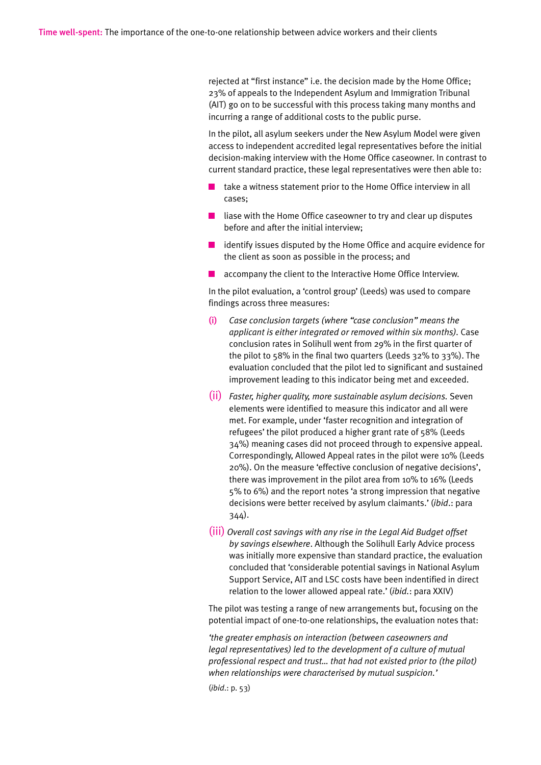rejected at "first instance" i.e. the decision made by the Home Office; 23% of appeals to the Independent Asylum and Immigration Tribunal (AIT) go on to be successful with this process taking many months and incurring a range of additional costs to the public purse.

In the pilot, all asylum seekers under the New Asylum Model were given access to independent accredited legal representatives before the initial decision-making interview with the Home Office caseowner. In contrast to current standard practice, these legal representatives were then able to:

- take a witness statement prior to the Home Office interview in all cases;
- liase with the Home Office caseowner to try and clear up disputes before and after the initial interview;
- identify issues disputed by the Home Office and acquire evidence for the client as soon as possible in the process; and
- accompany the client to the Interactive Home Office Interview.

In the pilot evaluation, a 'control group' (Leeds) was used to compare findings across three measures:

(i) *Case conclusion targets (where "case conclusion" means the applicant is either integrated or removed within six months)*. Case conclusion rates in Solihull went from 29% in the first quarter of the pilot to 58% in the final two quarters (Leeds 32% to 33%). The evaluation concluded that the pilot led to significant and sustained improvement leading to this indicator being met and exceeded.

(ii) *Faster, higher quality, more sustainable asylum decisions.* Seven elements were identified to measure this indicator and all were met. For example, under 'faster recognition and integration of refugees' the pilot produced a higher grant rate of 58% (Leeds 34%) meaning cases did not proceed through to expensive appeal. Correspondingly, Allowed Appeal rates in the pilot were 10% (Leeds 20%). On the measure 'effective conclusion of negative decisions', there was improvement in the pilot area from 10% to 16% (Leeds 5% to 6%) and the report notes 'a strong impression that negative decisions were better received by asylum claimants.' (*ibid.*: para 344).

(iii) *Overall cost savings with any rise in the Legal Aid Budget offset by savings elsewhere*. Although the Solihull Early Advice process was initially more expensive than standard practice, the evaluation concluded that 'considerable potential savings in National Asylum Support Service, AIT and LSC costs have been indentified in direct relation to the lower allowed appeal rate.' (*ibid.*: para XXIV)

The pilot was testing a range of new arrangements but, focusing on the potential impact of one-to-one relationships, the evaluation notes that:

*'the greater emphasis on interaction (between caseowners and legal representatives) led to the development of a culture of mutual professional respect and trust… that had not existed prior to (the pilot) when relationships were characterised by mutual suspicion.'*

(*ibid.*: p. 53)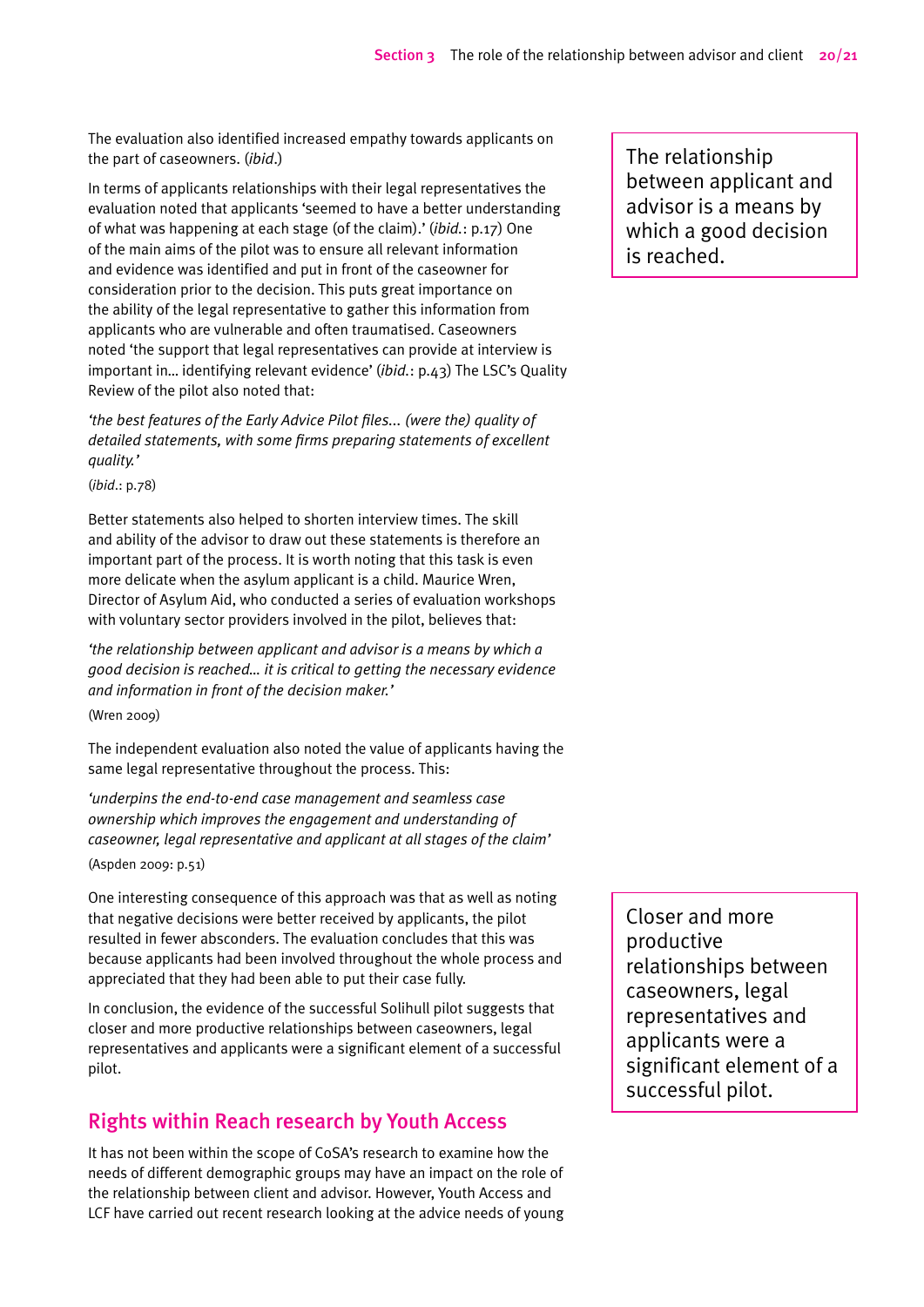The evaluation also identified increased empathy towards applicants on the part of caseowners. (*ibid*.)

In terms of applicants relationships with their legal representatives the evaluation noted that applicants 'seemed to have a better understanding of what was happening at each stage (of the claim).' (*ibid.*: p.17) One of the main aims of the pilot was to ensure all relevant information and evidence was identified and put in front of the caseowner for consideration prior to the decision. This puts great importance on the ability of the legal representative to gather this information from applicants who are vulnerable and often traumatised. Caseowners noted 'the support that legal representatives can provide at interview is important in… identifying relevant evidence' (*ibid.*: p.43) The LSC's Quality Review of the pilot also noted that:

*'the best features of the Early Advice Pilot files… (were the) quality of detailed statements, with some firms preparing statements of excellent quality.'*

(*ibid*.: p.78)

> The relationship between applicant and advisor is a means by which a good decision is reached.

Better statements also helped to shorten interview times. The skill and ability of the advisor to draw out these statements is therefore an important part of the process. It is worth noting that this task is even more delicate when the asylum applicant is a child. Maurice Wren, Director of Asylum Aid, who conducted a series of evaluation workshops with voluntary sector providers involved in the pilot, believes that:

*'the relationship between applicant and advisor is a means by which a good decision is reached… it is critical to getting the necessary evidence and information in front of the decision maker.'*

(Wren 2009)

The independent evaluation also noted the value of applicants having the same legal representative throughout the process. This:

*'underpins the end-to-end case management and seamless case ownership which improves the engagement and understanding of caseowner, legal representative and applicant at all stages of the claim'*

(Aspden 2009: p.51)

One interesting consequence of this approach was that as well as noting that negative decisions were better received by applicants, the pilot resulted in fewer absconders. The evaluation concludes that this was because applicants had been involved throughout the whole process and appreciated that they had been able to put their case fully.

In conclusion, the evidence of the successful Solihull pilot suggests that closer and more productive relationships between caseowners, legal representatives and applicants were a significant element of a successful pilot.

> Closer and more productive relationships between caseowners, legal representatives and applicants were a significant element of a successful pilot.

## Rights within Reach research by Youth Access

It has not been within the scope of CoSA's research to examine how the needs of different demographic groups may have an impact on the role of the relationship between client and advisor. However, Youth Access and LCF have carried out recent research looking at the advice needs of young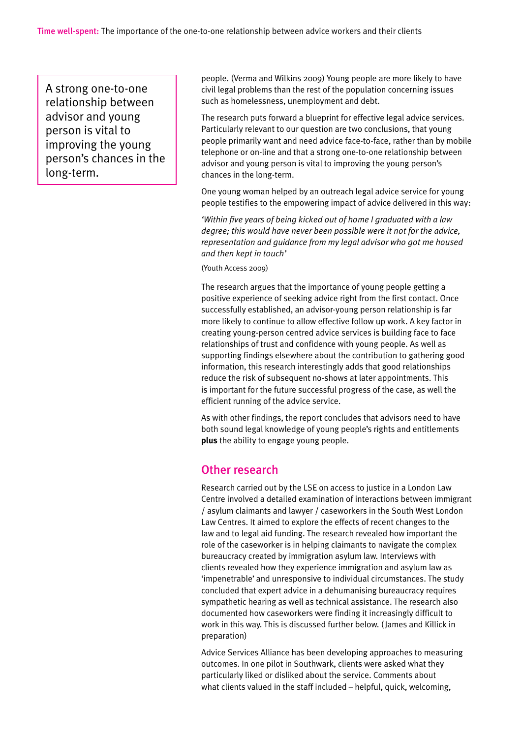> A strong one-to-one relationship between advisor and young person is vital to improving the young person's chances in the long-term.

people. (Verma and Wilkins 2009) Young people are more likely to have civil legal problems than the rest of the population concerning issues such as homelessness, unemployment and debt.

The research puts forward a blueprint for effective legal advice services. Particularly relevant to our question are two conclusions, that young people primarily want and need advice face-to-face, rather than by mobile telephone or on-line and that a strong one-to-one relationship between advisor and young person is vital to improving the young person's chances in the long-term.

One young woman helped by an outreach legal advice service for young people testifies to the empowering impact of advice delivered in this way:

*'Within five years of being kicked out of home I graduated with a law degree; this would have never been possible were it not for the advice, representation and guidance from my legal advisor who got me housed and then kept in touch'*

(Youth Access 2009)

The research argues that the importance of young people getting a positive experience of seeking advice right from the first contact. Once successfully established, an advisor-young person relationship is far more likely to continue to allow effective follow up work. A key factor in creating young-person centred advice services is building face to face relationships of trust and confidence with young people. As well as supporting findings elsewhere about the contribution to gathering good information, this research interestingly adds that good relationships reduce the risk of subsequent no-shows at later appointments. This is important for the future successful progress of the case, as well the efficient running of the advice service.

As with other findings, the report concludes that advisors need to have both sound legal knowledge of young people's rights and entitlements **plus** the ability to engage young people.

## Other research

Research carried out by the LSE on access to justice in a London Law Centre involved a detailed examination of interactions between immigrant / asylum claimants and lawyer / caseworkers in the South West London Law Centres. It aimed to explore the effects of recent changes to the law and to legal aid funding. The research revealed how important the role of the caseworker is in helping claimants to navigate the complex bureaucracy created by immigration asylum law. Interviews with clients revealed how they experience immigration and asylum law as 'impenetrable' and unresponsive to individual circumstances. The study concluded that expert advice in a dehumanising bureaucracy requires sympathetic hearing as well as technical assistance. The research also documented how caseworkers were finding it increasingly difficult to work in this way. This is discussed further below. (James and Killick in preparation)

Advice Services Alliance has been developing approaches to measuring outcomes. In one pilot in Southwark, clients were asked what they particularly liked or disliked about the service. Comments about what clients valued in the staff included – helpful, quick, welcoming,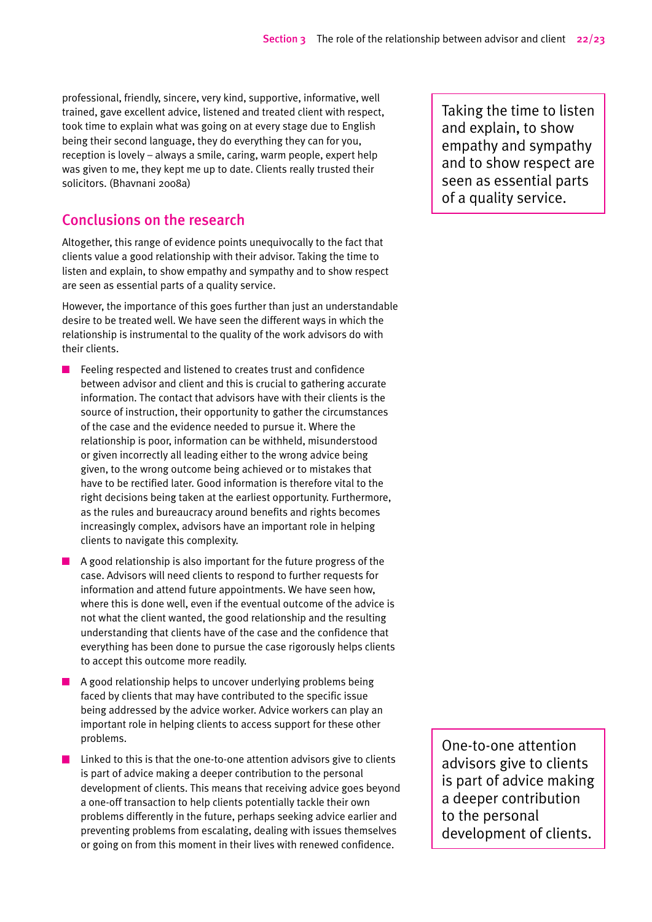professional, friendly, sincere, very kind, supportive, informative, well trained, gave excellent advice, listened and treated client with respect, took time to explain what was going on at every stage due to English being their second language, they do everything they can for you, reception is lovely – always a smile, caring, warm people, expert help was given to me, they kept me up to date. Clients really trusted their solicitors. (Bhavnani 2008a)

> Taking the time to listen and explain, to show empathy and sympathy and to show respect are seen as essential parts of a quality service.

## Conclusions on the research

Altogether, this range of evidence points unequivocally to the fact that clients value a good relationship with their advisor. Taking the time to listen and explain, to show empathy and sympathy and to show respect are seen as essential parts of a quality service.

However, the importance of this goes further than just an understandable desire to be treated well. We have seen the different ways in which the relationship is instrumental to the quality of the work advisors do with their clients.

- Feeling respected and listened to creates trust and confidence between advisor and client and this is crucial to gathering accurate information. The contact that advisors have with their clients is the source of instruction, their opportunity to gather the circumstances of the case and the evidence needed to pursue it. Where the relationship is poor, information can be withheld, misunderstood or given incorrectly all leading either to the wrong advice being given, to the wrong outcome being achieved or to mistakes that have to be rectified later. Good information is therefore vital to the right decisions being taken at the earliest opportunity. Furthermore, as the rules and bureaucracy around benefits and rights becomes increasingly complex, advisors have an important role in helping clients to navigate this complexity.
- A good relationship is also important for the future progress of the case. Advisors will need clients to respond to further requests for information and attend future appointments. We have seen how, where this is done well, even if the eventual outcome of the advice is not what the client wanted, the good relationship and the resulting understanding that clients have of the case and the confidence that everything has been done to pursue the case rigorously helps clients to accept this outcome more readily.
- A good relationship helps to uncover underlying problems being faced by clients that may have contributed to the specific issue being addressed by the advice worker. Advice workers can play an important role in helping clients to access support for these other problems.
- Linked to this is that the one-to-one attention advisors give to clients is part of advice making a deeper contribution to the personal development of clients. This means that receiving advice goes beyond a one-off transaction to help clients potentially tackle their own problems differently in the future, perhaps seeking advice earlier and preventing problems from escalating, dealing with issues themselves or going on from this moment in their lives with renewed confidence.

> One-to-one attention advisors give to clients is part of advice making a deeper contribution to the personal development of clients.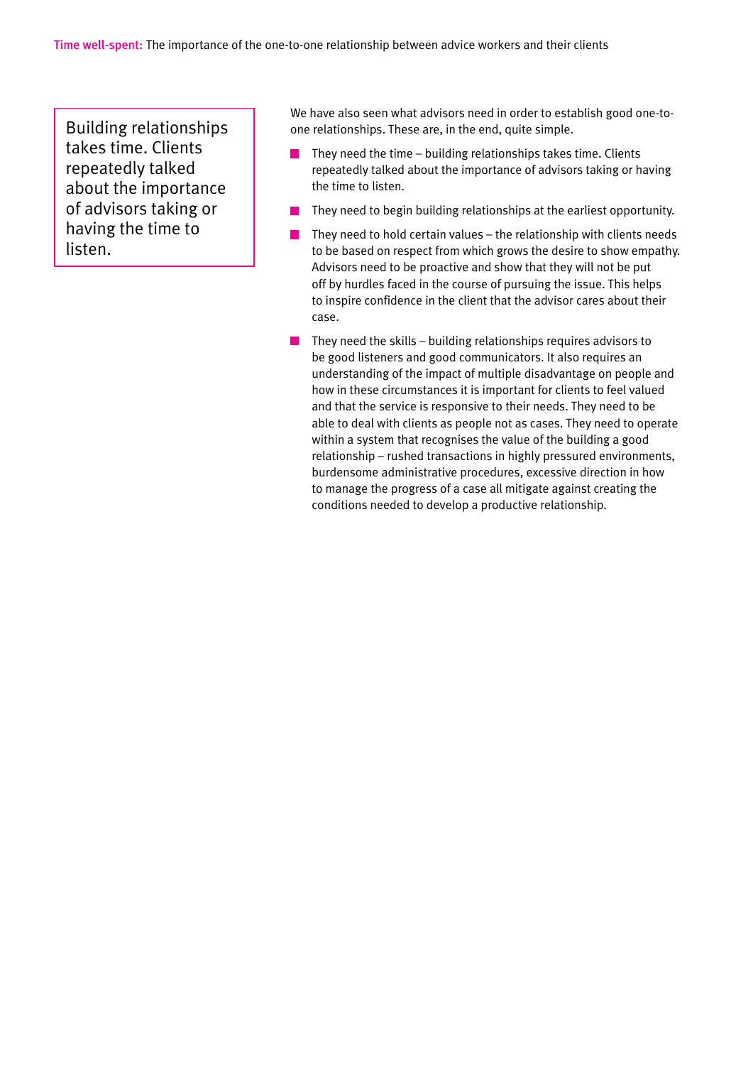> Building relationships takes time. Clients repeatedly talked about the importance of advisors taking or having the time to listen.

We have also seen what advisors need in order to establish good one-to-one relationships. These are, in the end, quite simple.

- They need the time – building relationships takes time. Clients repeatedly talked about the importance of advisors taking or having the time to listen.
- They need to begin building relationships at the earliest opportunity.
- They need to hold certain values – the relationship with clients needs to be based on respect from which grows the desire to show empathy. Advisors need to be proactive and show that they will not be put off by hurdles faced in the course of pursuing the issue. This helps to inspire confidence in the client that the advisor cares about their case.
- They need the skills – building relationships requires advisors to be good listeners and good communicators. It also requires an understanding of the impact of multiple disadvantage on people and how in these circumstances it is important for clients to feel valued and that the service is responsive to their needs. They need to be able to deal with clients as people not as cases. They need to operate within a system that recognises the value of the building a good relationship – rushed transactions in highly pressured environments, burdensome administrative procedures, excessive direction in how to manage the progress of a case all mitigate against creating the conditions needed to develop a productive relationship.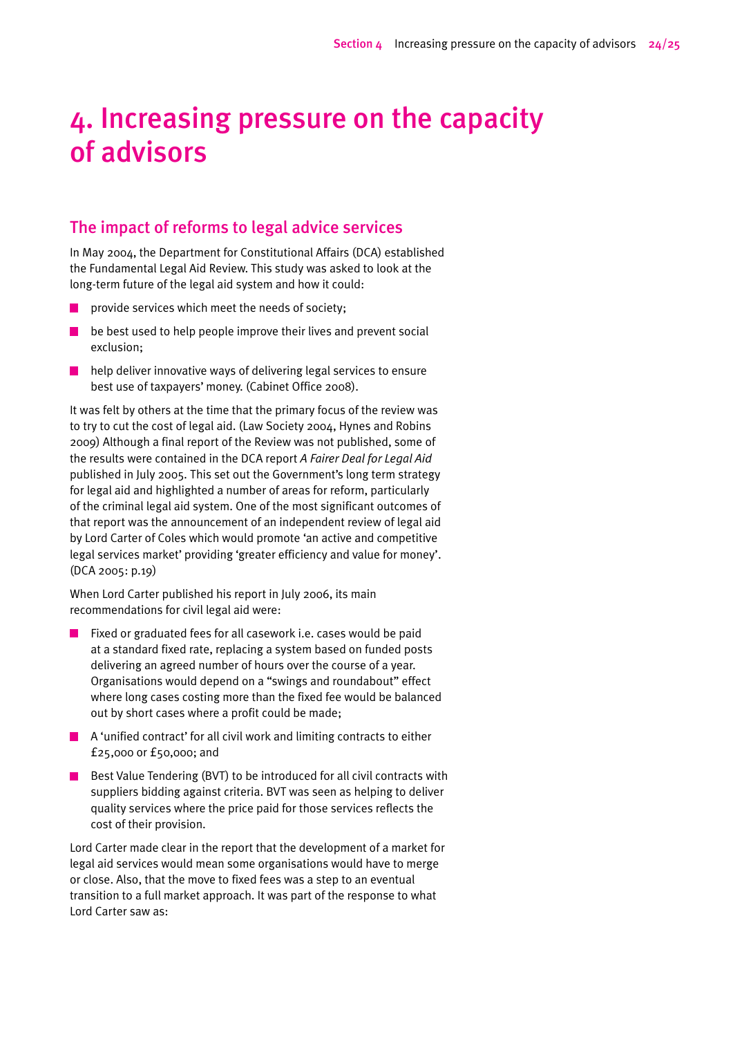# 4. Increasing pressure on the capacity of advisors

## The impact of reforms to legal advice services

In May 2004, the Department for Constitutional Affairs (DCA) established the Fundamental Legal Aid Review. This study was asked to look at the long-term future of the legal aid system and how it could:

- provide services which meet the needs of society;
- be best used to help people improve their lives and prevent social exclusion;
- help deliver innovative ways of delivering legal services to ensure best use of taxpayers' money. (Cabinet Office 2008).

It was felt by others at the time that the primary focus of the review was to try to cut the cost of legal aid. (Law Society 2004, Hynes and Robins 2009) Although a final report of the Review was not published, some of the results were contained in the DCA report *A Fairer Deal for Legal Aid* published in July 2005. This set out the Government's long term strategy for legal aid and highlighted a number of areas for reform, particularly of the criminal legal aid system. One of the most significant outcomes of that report was the announcement of an independent review of legal aid by Lord Carter of Coles which would promote 'an active and competitive legal services market' providing 'greater efficiency and value for money'. (DCA 2005: p.19)

When Lord Carter published his report in July 2006, its main recommendations for civil legal aid were:

- Fixed or graduated fees for all casework i.e. cases would be paid at a standard fixed rate, replacing a system based on funded posts delivering an agreed number of hours over the course of a year. Organisations would depend on a "swings and roundabout" effect where long cases costing more than the fixed fee would be balanced out by short cases where a profit could be made;
- A 'unified contract' for all civil work and limiting contracts to either £25,000 or £50,000; and
- Best Value Tendering (BVT) to be introduced for all civil contracts with suppliers bidding against criteria. BVT was seen as helping to deliver quality services where the price paid for those services reflects the cost of their provision.

Lord Carter made clear in the report that the development of a market for legal aid services would mean some organisations would have to merge or close. Also, that the move to fixed fees was a step to an eventual transition to a full market approach. It was part of the response to what Lord Carter saw as: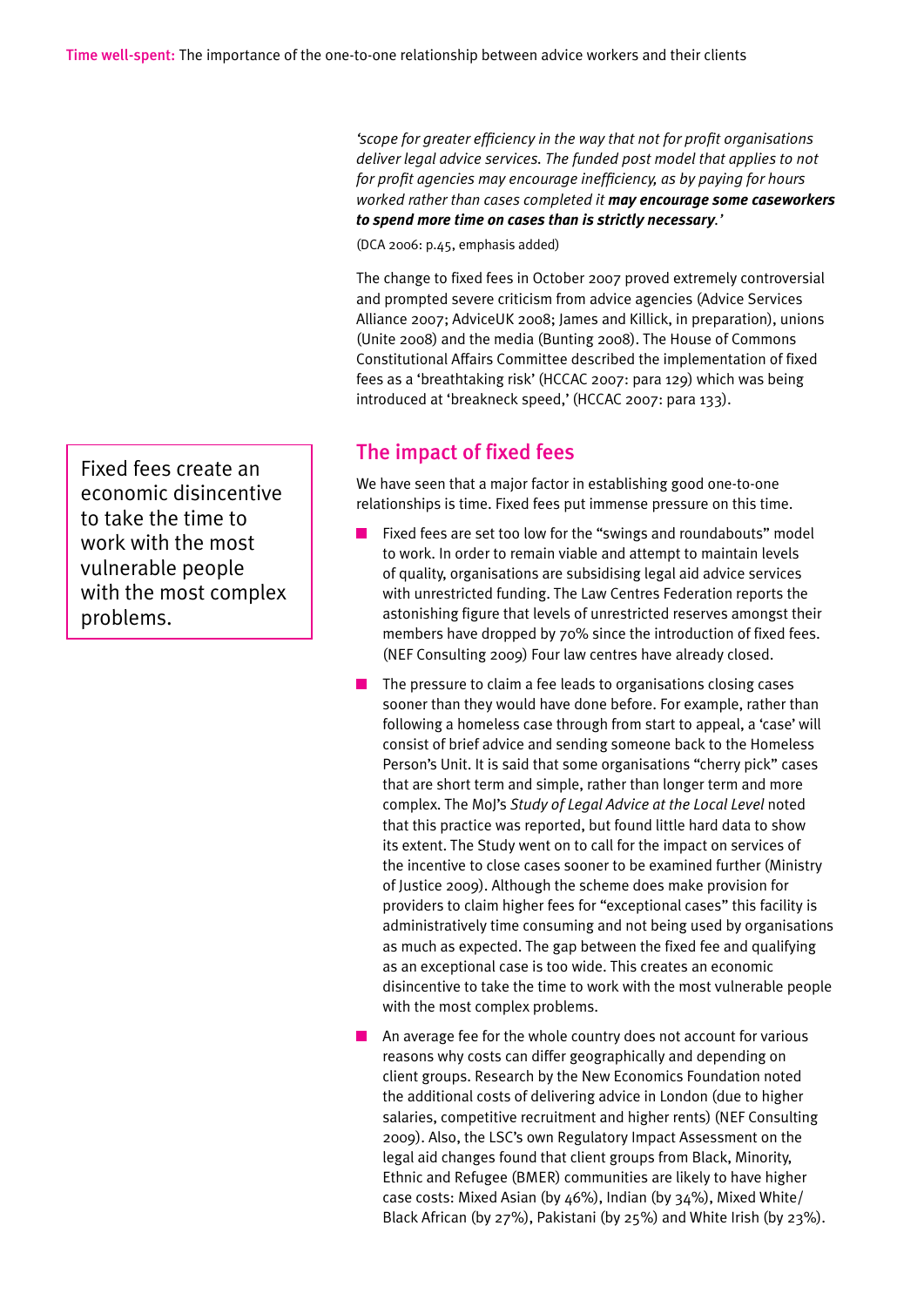*'scope for greater efficiency in the way that not for profit organisations deliver legal advice services. The funded post model that applies to not for profit agencies may encourage inefficiency, as by paying for hours worked rather than cases completed it* ***may encourage some caseworkers to spend more time on cases than is strictly necessary****.'*

(DCA 2006: p.45, emphasis added)

The change to fixed fees in October 2007 proved extremely controversial and prompted severe criticism from advice agencies (Advice Services Alliance 2007; AdviceUK 2008; James and Killick, in preparation), unions (Unite 2008) and the media (Bunting 2008). The House of Commons Constitutional Affairs Committee described the implementation of fixed fees as a 'breathtaking risk' (HCCAC 2007: para 129) which was being introduced at 'breakneck speed,' (HCCAC 2007: para 133).

## The impact of fixed fees

> Fixed fees create an economic disincentive to take the time to work with the most vulnerable people with the most complex problems.

We have seen that a major factor in establishing good one-to-one relationships is time. Fixed fees put immense pressure on this time.

- Fixed fees are set too low for the "swings and roundabouts" model to work. In order to remain viable and attempt to maintain levels of quality, organisations are subsidising legal aid advice services with unrestricted funding. The Law Centres Federation reports the astonishing figure that levels of unrestricted reserves amongst their members have dropped by 70% since the introduction of fixed fees. (NEF Consulting 2009) Four law centres have already closed.
- The pressure to claim a fee leads to organisations closing cases sooner than they would have done before. For example, rather than following a homeless case through from start to appeal, a 'case' will consist of brief advice and sending someone back to the Homeless Person's Unit. It is said that some organisations "cherry pick" cases that are short term and simple, rather than longer term and more complex. The MoJ's *Study of Legal Advice at the Local Level* noted that this practice was reported, but found little hard data to show its extent. The Study went on to call for the impact on services of the incentive to close cases sooner to be examined further (Ministry of Justice 2009). Although the scheme does make provision for providers to claim higher fees for "exceptional cases" this facility is administratively time consuming and not being used by organisations as much as expected. The gap between the fixed fee and qualifying as an exceptional case is too wide. This creates an economic disincentive to take the time to work with the most vulnerable people with the most complex problems.
- An average fee for the whole country does not account for various reasons why costs can differ geographically and depending on client groups. Research by the New Economics Foundation noted the additional costs of delivering advice in London (due to higher salaries, competitive recruitment and higher rents) (NEF Consulting 2009). Also, the LSC's own Regulatory Impact Assessment on the legal aid changes found that client groups from Black, Minority, Ethnic and Refugee (BMER) communities are likely to have higher case costs: Mixed Asian (by 46%), Indian (by 34%), Mixed White/ Black African (by 27%), Pakistani (by 25%) and White Irish (by 23%).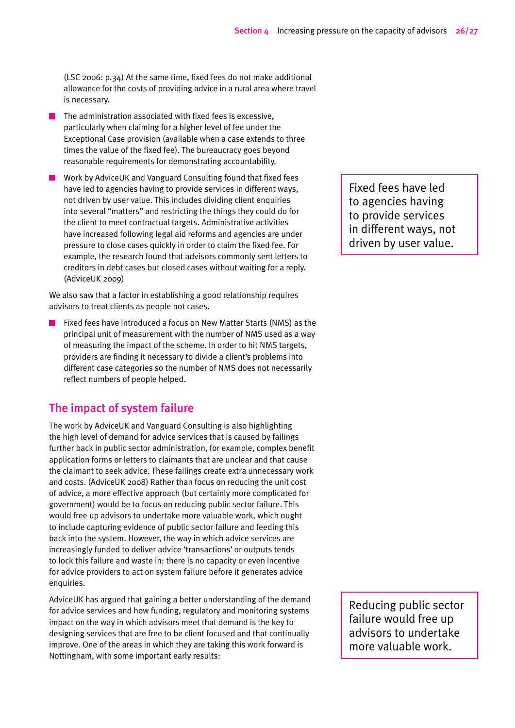(LSC 2006: p.34) At the same time, fixed fees do not make additional allowance for the costs of providing advice in a rural area where travel is necessary.

- The administration associated with fixed fees is excessive, particularly when claiming for a higher level of fee under the Exceptional Case provision (available when a case extends to three times the value of the fixed fee). The bureaucracy goes beyond reasonable requirements for demonstrating accountability.
- Work by AdviceUK and Vanguard Consulting found that fixed fees have led to agencies having to provide services in different ways, not driven by user value. This includes dividing client enquiries into several "matters" and restricting the things they could do for the client to meet contractual targets. Administrative activities have increased following legal aid reforms and agencies are under pressure to close cases quickly in order to claim the fixed fee. For example, the research found that advisors commonly sent letters to creditors in debt cases but closed cases without waiting for a reply. (AdviceUK 2009)

> Fixed fees have led to agencies having to provide services in different ways, not driven by user value.

We also saw that a factor in establishing a good relationship requires advisors to treat clients as people not cases.

- Fixed fees have introduced a focus on New Matter Starts (NMS) as the principal unit of measurement with the number of NMS used as a way of measuring the impact of the scheme. In order to hit NMS targets, providers are finding it necessary to divide a client's problems into different case categories so the number of NMS does not necessarily reflect numbers of people helped.

## The impact of system failure

The work by AdviceUK and Vanguard Consulting is also highlighting the high level of demand for advice services that is caused by failings further back in public sector administration, for example, complex benefit application forms or letters to claimants that are unclear and that cause the claimant to seek advice. These failings create extra unnecessary work and costs. (AdviceUK 2008) Rather than focus on reducing the unit cost of advice, a more effective approach (but certainly more complicated for government) would be to focus on reducing public sector failure. This would free up advisors to undertake more valuable work, which ought to include capturing evidence of public sector failure and feeding this back into the system. However, the way in which advice services are increasingly funded to deliver advice 'transactions' or outputs tends to lock this failure and waste in: there is no capacity or even incentive for advice providers to act on system failure before it generates advice enquiries.

AdviceUK has argued that gaining a better understanding of the demand for advice services and how funding, regulatory and monitoring systems impact on the way in which advisors meet that demand is the key to designing services that are free to be client focused and that continually improve. One of the areas in which they are taking this work forward is Nottingham, with some important early results:

> Reducing public sector failure would free up advisors to undertake more valuable work.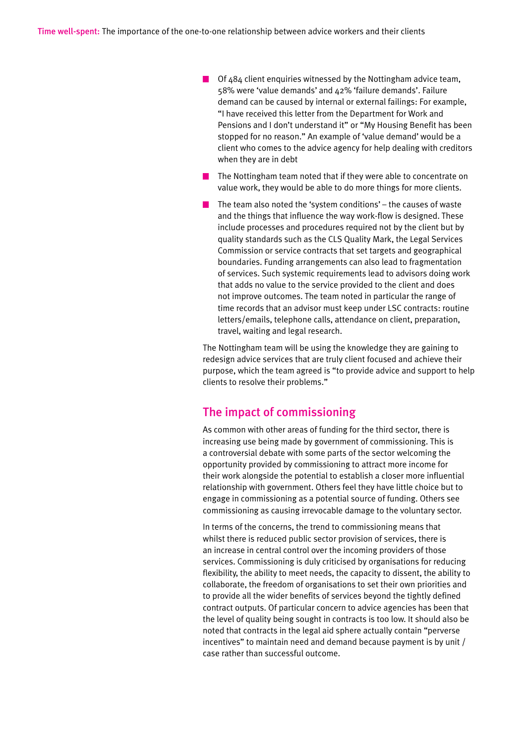- Of 484 client enquiries witnessed by the Nottingham advice team, 58% were 'value demands' and 42% 'failure demands'. Failure demand can be caused by internal or external failings: For example, "I have received this letter from the Department for Work and Pensions and I don't understand it" or "My Housing Benefit has been stopped for no reason." An example of 'value demand' would be a client who comes to the advice agency for help dealing with creditors when they are in debt
- The Nottingham team noted that if they were able to concentrate on value work, they would be able to do more things for more clients.
- The team also noted the 'system conditions' – the causes of waste and the things that influence the way work-flow is designed. These include processes and procedures required not by the client but by quality standards such as the CLS Quality Mark, the Legal Services Commission or service contracts that set targets and geographical boundaries. Funding arrangements can also lead to fragmentation of services. Such systemic requirements lead to advisors doing work that adds no value to the service provided to the client and does not improve outcomes. The team noted in particular the range of time records that an advisor must keep under LSC contracts: routine letters/emails, telephone calls, attendance on client, preparation, travel, waiting and legal research.

The Nottingham team will be using the knowledge they are gaining to redesign advice services that are truly client focused and achieve their purpose, which the team agreed is "to provide advice and support to help clients to resolve their problems."

## The impact of commissioning

As common with other areas of funding for the third sector, there is increasing use being made by government of commissioning. This is a controversial debate with some parts of the sector welcoming the opportunity provided by commissioning to attract more income for their work alongside the potential to establish a closer more influential relationship with government. Others feel they have little choice but to engage in commissioning as a potential source of funding. Others see commissioning as causing irrevocable damage to the voluntary sector.

In terms of the concerns, the trend to commissioning means that whilst there is reduced public sector provision of services, there is an increase in central control over the incoming providers of those services. Commissioning is duly criticised by organisations for reducing flexibility, the ability to meet needs, the capacity to dissent, the ability to collaborate, the freedom of organisations to set their own priorities and to provide all the wider benefits of services beyond the tightly defined contract outputs. Of particular concern to advice agencies has been that the level of quality being sought in contracts is too low. It should also be noted that contracts in the legal aid sphere actually contain "perverse incentives" to maintain need and demand because payment is by unit / case rather than successful outcome.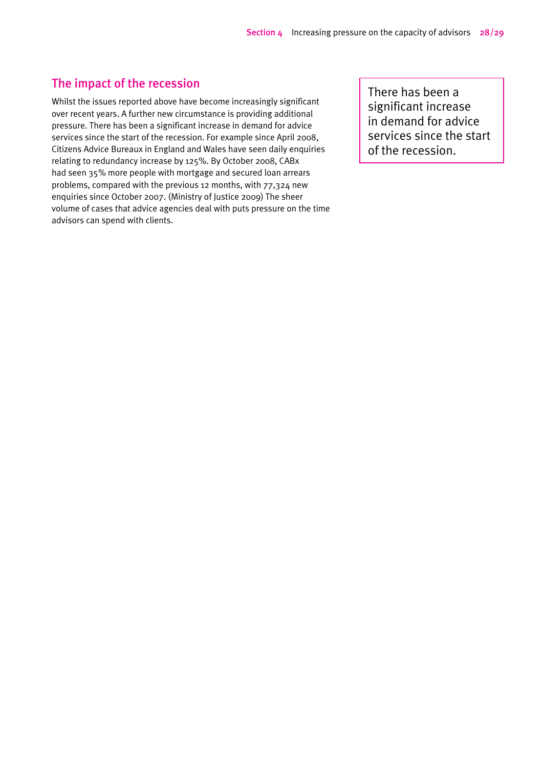## The impact of the recession

Whilst the issues reported above have become increasingly significant over recent years. A further new circumstance is providing additional pressure. There has been a significant increase in demand for advice services since the start of the recession. For example since April 2008, Citizens Advice Bureaux in England and Wales have seen daily enquiries relating to redundancy increase by 125%. By October 2008, CABx had seen 35% more people with mortgage and secured loan arrears problems, compared with the previous 12 months, with 77,324 new enquiries since October 2007. (Ministry of Justice 2009) The sheer volume of cases that advice agencies deal with puts pressure on the time advisors can spend with clients.

> There has been a significant increase in demand for advice services since the start of the recession.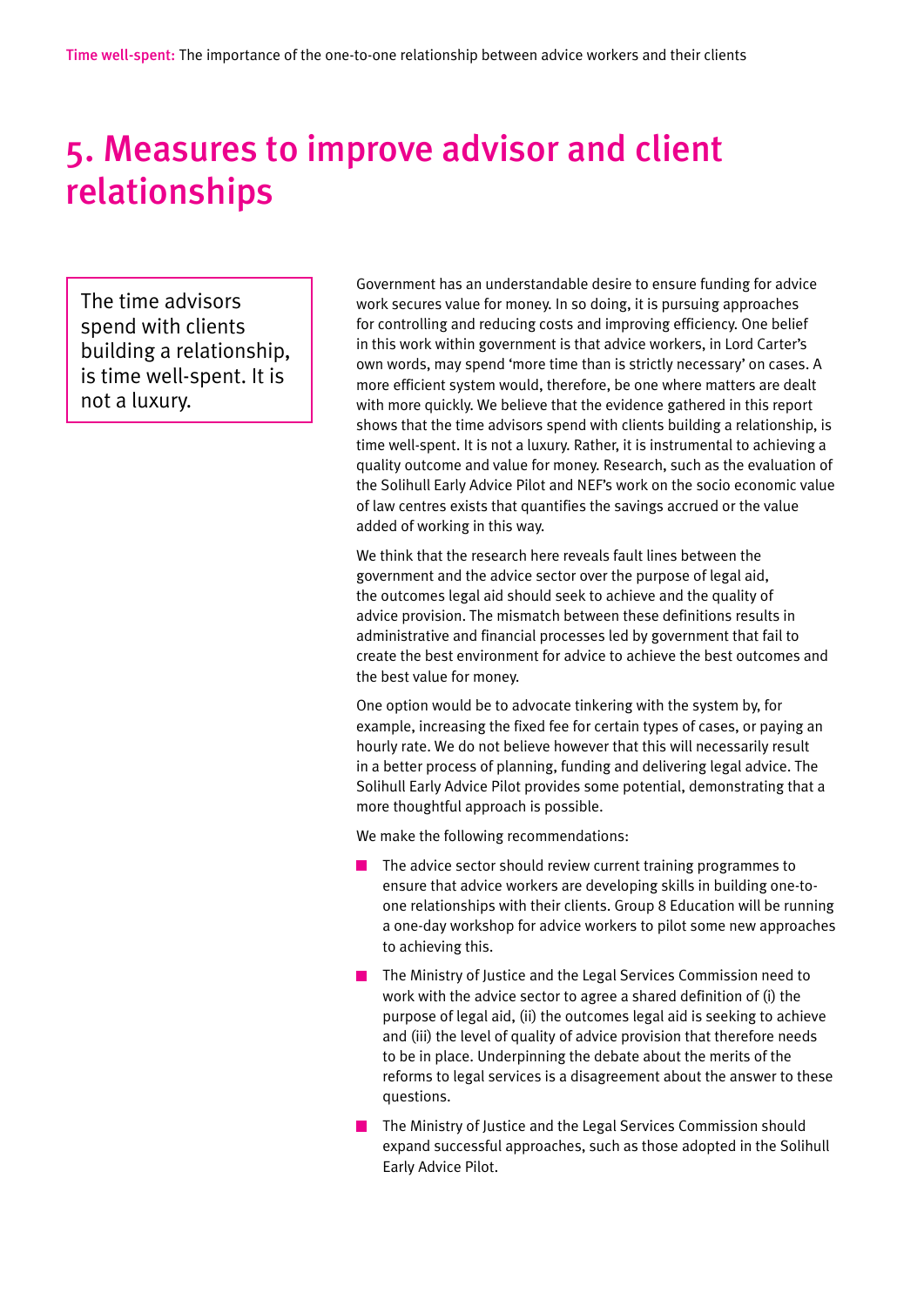# 5. Measures to improve advisor and client relationships

> The time advisors spend with clients building a relationship, is time well-spent. It is not a luxury.

Government has an understandable desire to ensure funding for advice work secures value for money. In so doing, it is pursuing approaches for controlling and reducing costs and improving efficiency. One belief in this work within government is that advice workers, in Lord Carter's own words, may spend 'more time than is strictly necessary' on cases. A more efficient system would, therefore, be one where matters are dealt with more quickly. We believe that the evidence gathered in this report shows that the time advisors spend with clients building a relationship, is time well-spent. It is not a luxury. Rather, it is instrumental to achieving a quality outcome and value for money. Research, such as the evaluation of the Solihull Early Advice Pilot and NEF's work on the socio economic value of law centres exists that quantifies the savings accrued or the value added of working in this way.

We think that the research here reveals fault lines between the government and the advice sector over the purpose of legal aid, the outcomes legal aid should seek to achieve and the quality of advice provision. The mismatch between these definitions results in administrative and financial processes led by government that fail to create the best environment for advice to achieve the best outcomes and the best value for money.

One option would be to advocate tinkering with the system by, for example, increasing the fixed fee for certain types of cases, or paying an hourly rate. We do not believe however that this will necessarily result in a better process of planning, funding and delivering legal advice. The Solihull Early Advice Pilot provides some potential, demonstrating that a more thoughtful approach is possible.

We make the following recommendations:

- The advice sector should review current training programmes to ensure that advice workers are developing skills in building one-to-one relationships with their clients. Group 8 Education will be running a one-day workshop for advice workers to pilot some new approaches to achieving this.
- The Ministry of Justice and the Legal Services Commission need to work with the advice sector to agree a shared definition of (i) the purpose of legal aid, (ii) the outcomes legal aid is seeking to achieve and (iii) the level of quality of advice provision that therefore needs to be in place. Underpinning the debate about the merits of the reforms to legal services is a disagreement about the answer to these questions.
- The Ministry of Justice and the Legal Services Commission should expand successful approaches, such as those adopted in the Solihull Early Advice Pilot.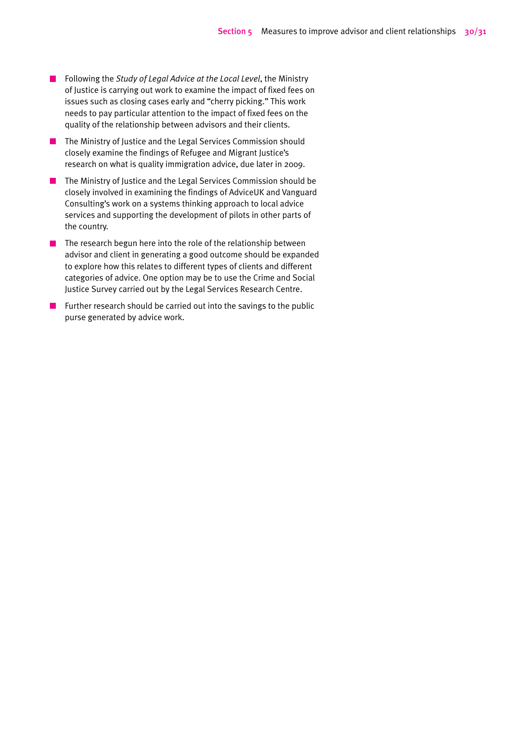- Following the *Study of Legal Advice at the Local Level*, the Ministry of Justice is carrying out work to examine the impact of fixed fees on issues such as closing cases early and "cherry picking." This work needs to pay particular attention to the impact of fixed fees on the quality of the relationship between advisors and their clients.
- The Ministry of Justice and the Legal Services Commission should closely examine the findings of Refugee and Migrant Justice's research on what is quality immigration advice, due later in 2009.
- The Ministry of Justice and the Legal Services Commission should be closely involved in examining the findings of AdviceUK and Vanguard Consulting's work on a systems thinking approach to local advice services and supporting the development of pilots in other parts of the country.
- The research begun here into the role of the relationship between advisor and client in generating a good outcome should be expanded to explore how this relates to different types of clients and different categories of advice. One option may be to use the Crime and Social Justice Survey carried out by the Legal Services Research Centre.
- Further research should be carried out into the savings to the public purse generated by advice work.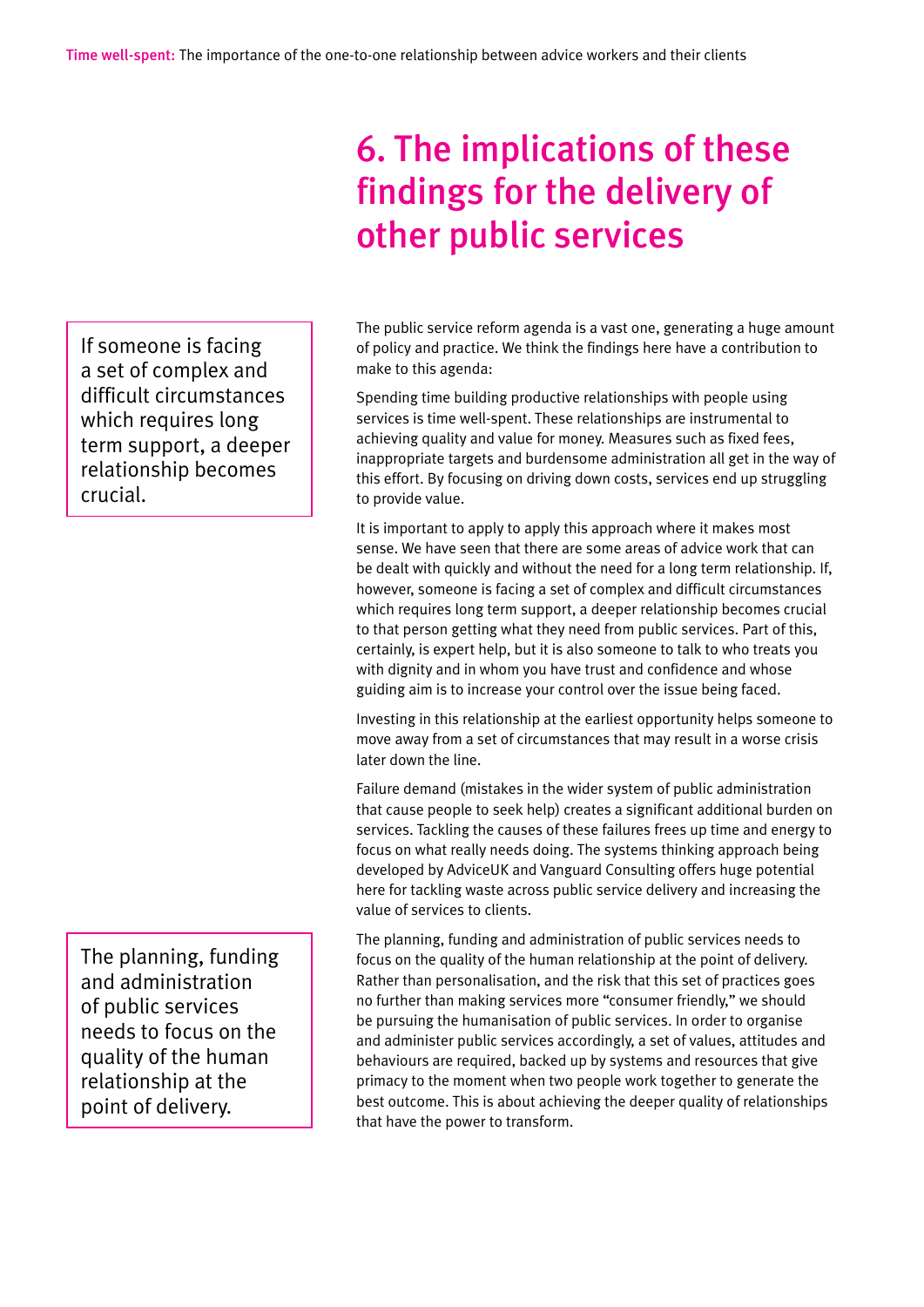# 6. The implications of these findings for the delivery of other public services

> If someone is facing a set of complex and difficult circumstances which requires long term support, a deeper relationship becomes crucial.

The public service reform agenda is a vast one, generating a huge amount of policy and practice. We think the findings here have a contribution to make to this agenda:

Spending time building productive relationships with people using services is time well-spent. These relationships are instrumental to achieving quality and value for money. Measures such as fixed fees, inappropriate targets and burdensome administration all get in the way of this effort. By focusing on driving down costs, services end up struggling to provide value.

It is important to apply to apply this approach where it makes most sense. We have seen that there are some areas of advice work that can be dealt with quickly and without the need for a long term relationship. If, however, someone is facing a set of complex and difficult circumstances which requires long term support, a deeper relationship becomes crucial to that person getting what they need from public services. Part of this, certainly, is expert help, but it is also someone to talk to who treats you with dignity and in whom you have trust and confidence and whose guiding aim is to increase your control over the issue being faced.

Investing in this relationship at the earliest opportunity helps someone to move away from a set of circumstances that may result in a worse crisis later down the line.

Failure demand (mistakes in the wider system of public administration that cause people to seek help) creates a significant additional burden on services. Tackling the causes of these failures frees up time and energy to focus on what really needs doing. The systems thinking approach being developed by AdviceUK and Vanguard Consulting offers huge potential here for tackling waste across public service delivery and increasing the value of services to clients.

> The planning, funding and administration of public services needs to focus on the quality of the human relationship at the point of delivery.

The planning, funding and administration of public services needs to focus on the quality of the human relationship at the point of delivery. Rather than personalisation, and the risk that this set of practices goes no further than making services more "consumer friendly," we should be pursuing the humanisation of public services. In order to organise and administer public services accordingly, a set of values, attitudes and behaviours are required, backed up by systems and resources that give primacy to the moment when two people work together to generate the best outcome. This is about achieving the deeper quality of relationships that have the power to transform.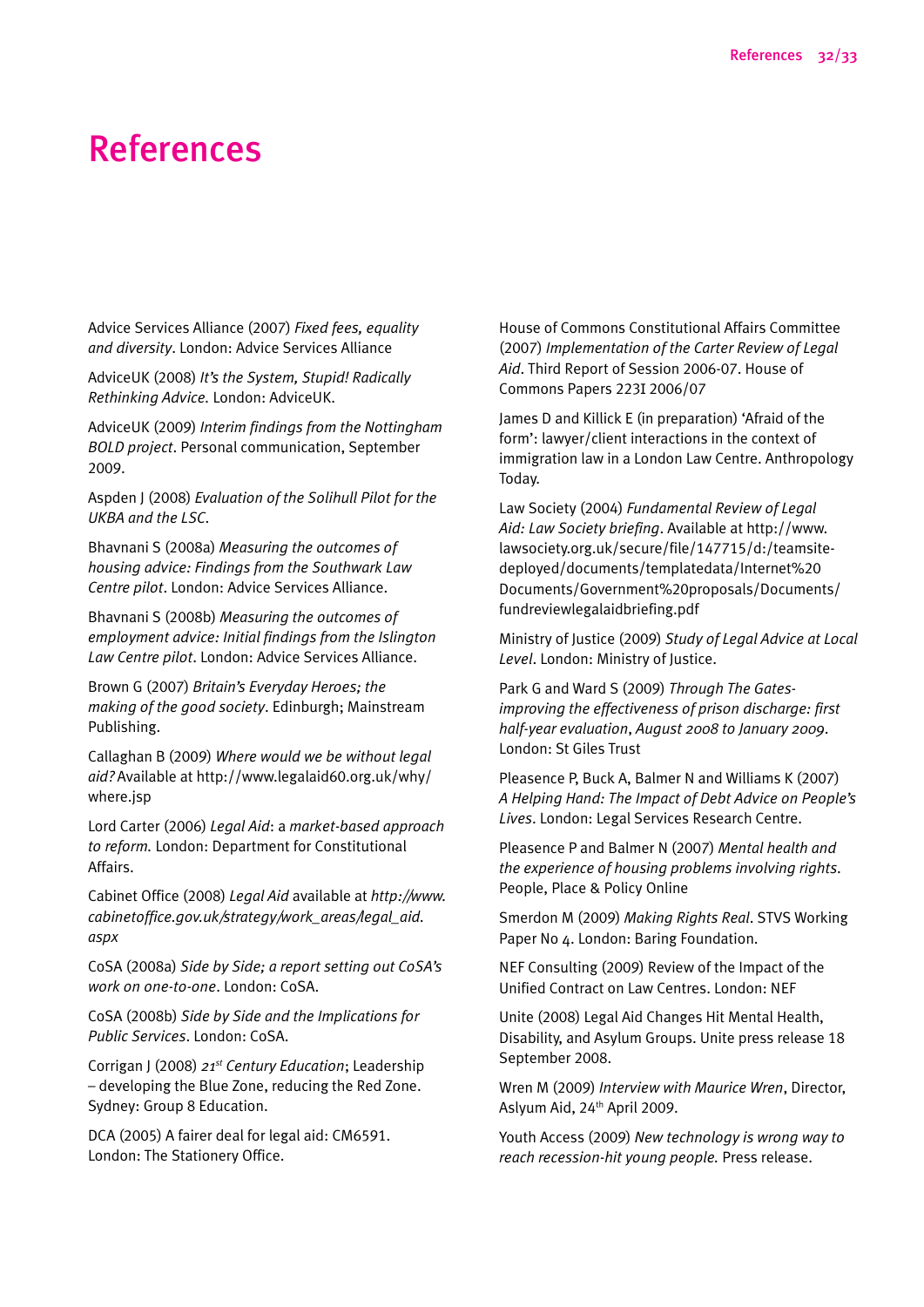# References

Advice Services Alliance (2007) *Fixed fees, equality and diversity*. London: Advice Services Alliance

AdviceUK (2008) *It's the System, Stupid! Radically Rethinking Advice.* London: AdviceUK.

AdviceUK (2009) *Interim findings from the Nottingham BOLD project*. Personal communication, September 2009.

Aspden J (2008) *Evaluation of the Solihull Pilot for the UKBA and the LSC*.

Bhavnani S (2008a) *Measuring the outcomes of housing advice: Findings from the Southwark Law Centre pilot*. London: Advice Services Alliance.

Bhavnani S (2008b) *Measuring the outcomes of employment advice: Initial findings from the Islington Law Centre pilot*. London: Advice Services Alliance.

Brown G (2007) *Britain's Everyday Heroes; the making of the good society*. Edinburgh; Mainstream Publishing.

Callaghan B (2009) *Where would we be without legal aid?* Available at http://www.legalaid60.org.uk/why/where.jsp

Lord Carter (2006) *Legal Aid*: a *market-based approach to reform.* London: Department for Constitutional Affairs.

Cabinet Office (2008) *Legal Aid* available at *http://www.cabinetoffice.gov.uk/strategy/work_areas/legal_aid.aspx*

CoSA (2008a) *Side by Side; a report setting out CoSA's work on one-to-one*. London: CoSA.

CoSA (2008b) *Side by Side and the Implications for Public Services*. London: CoSA.

Corrigan J (2008) *21st Century Education*; Leadership – developing the Blue Zone, reducing the Red Zone. Sydney: Group 8 Education.

DCA (2005) A fairer deal for legal aid: CM6591. London: The Stationery Office.

House of Commons Constitutional Affairs Committee (2007) *Implementation of the Carter Review of Legal Aid*. Third Report of Session 2006-07. House of Commons Papers 223I 2006/07

James D and Killick E (in preparation) 'Afraid of the form': lawyer/client interactions in the context of immigration law in a London Law Centre. Anthropology Today.

Law Society (2004) *Fundamental Review of Legal Aid: Law Society briefing*. Available at http://www.lawsociety.org.uk/secure/file/147715/d:/teamsite-deployed/documents/templatedata/Internet%20Documents/Government%20proposals/Documents/fundreviewlegalaidbriefing.pdf

Ministry of Justice (2009) *Study of Legal Advice at Local Level*. London: Ministry of Justice.

Park G and Ward S (2009) *Through The Gates-improving the effectiveness of prison discharge: first half-year evaluation, August 2008 to January 2009*. London: St Giles Trust

Pleasence P, Buck A, Balmer N and Williams K (2007) *A Helping Hand: The Impact of Debt Advice on People's Lives*. London: Legal Services Research Centre.

Pleasence P and Balmer N (2007) *Mental health and the experience of housing problems involving rights*. People, Place & Policy Online

Smerdon M (2009) *Making Rights Real*. STVS Working Paper No 4. London: Baring Foundation.

NEF Consulting (2009) Review of the Impact of the Unified Contract on Law Centres. London: NEF

Unite (2008) Legal Aid Changes Hit Mental Health, Disability, and Asylum Groups. Unite press release 18 September 2008.

Wren M (2009) *Interview with Maurice Wren*, Director, Aslyum Aid, 24th April 2009.

Youth Access (2009) *New technology is wrong way to reach recession-hit young people.* Press release.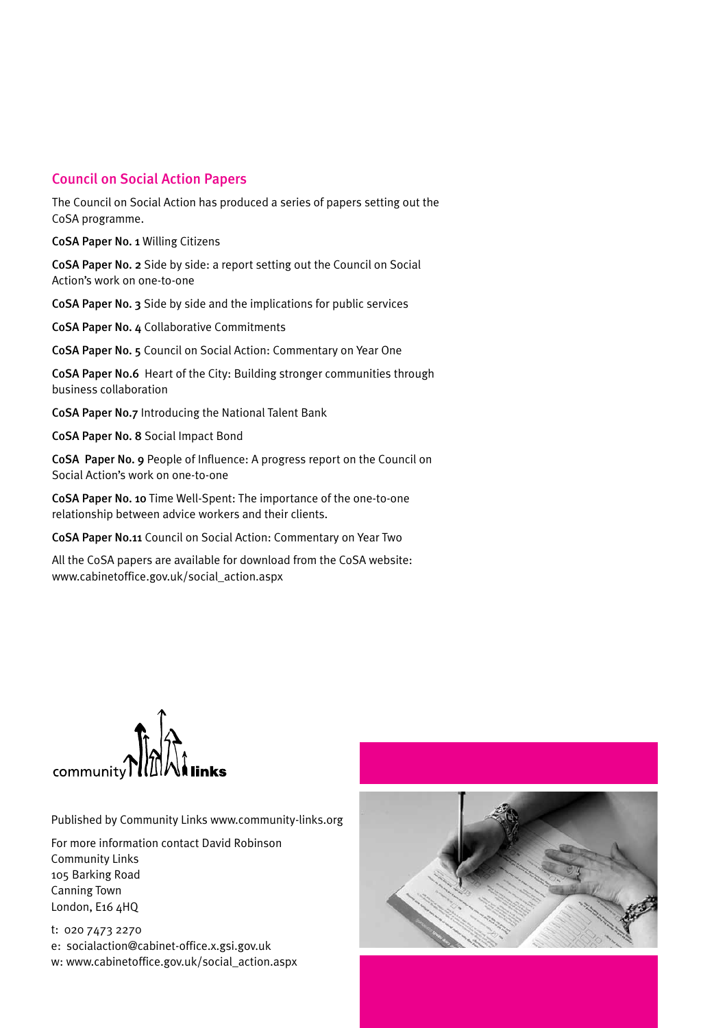## Council on Social Action Papers

The Council on Social Action has produced a series of papers setting out the CoSA programme.

**CoSA Paper No. 1** Willing Citizens

**CoSA Paper No. 2** Side by side: a report setting out the Council on Social Action's work on one-to-one

**CoSA Paper No. 3** Side by side and the implications for public services

**CoSA Paper No. 4** Collaborative Commitments

**CoSA Paper No. 5** Council on Social Action: Commentary on Year One

**CoSA Paper No.6** Heart of the City: Building stronger communities through business collaboration

**CoSA Paper No.7** Introducing the National Talent Bank

**CoSA Paper No. 8** Social Impact Bond

**CoSA Paper No. 9** People of Influence: A progress report on the Council on Social Action's work on one-to-one

**CoSA Paper No. 10** Time Well-Spent: The importance of the one-to-one relationship between advice workers and their clients.

**CoSA Paper No.11** Council on Social Action: Commentary on Year Two

All the CoSA papers are available for download from the CoSA website: www.cabinetoffice.gov.uk/social_action.aspx

community links

Published by Community Links www.community-links.org

For more information contact David Robinson
Community Links
105 Barking Road
Canning Town
London, E16 4HQ

t: 020 7473 2270
e: socialaction@cabinet-office.x.gsi.gov.uk
w: www.cabinetoffice.gov.uk/social_action.aspx